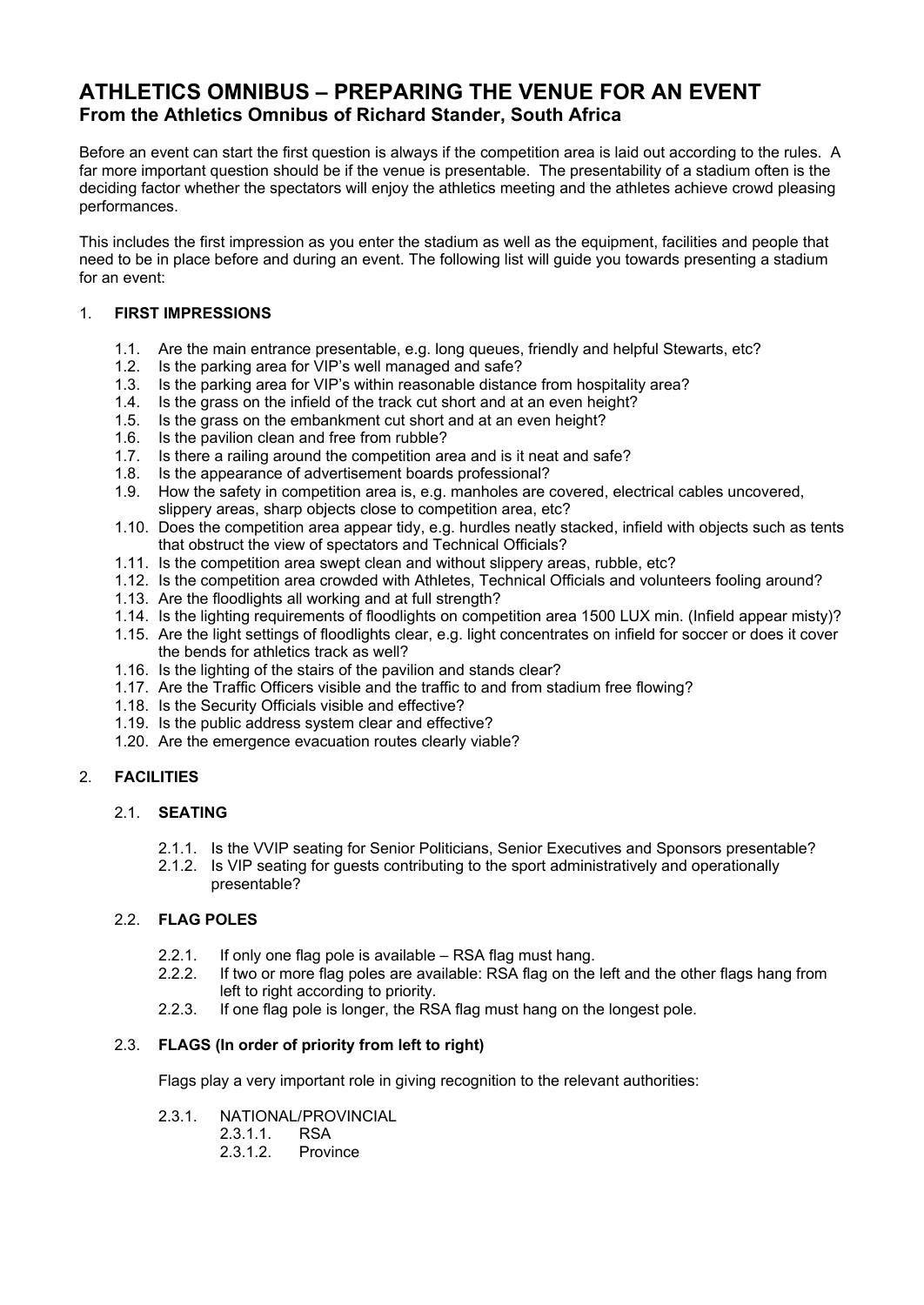# ATHLETICS OMNIBUS – PREPARING THE VENUE FOR AN EVENT
## From the Athletics Omnibus of Richard Stander, South Africa

Before an event can start the first question is always if the competition area is laid out according to the rules. A far more important question should be if the venue is presentable. The presentability of a stadium often is the deciding factor whether the spectators will enjoy the athletics meeting and the athletes achieve crowd pleasing performances.

This includes the first impression as you enter the stadium as well as the equipment, facilities and people that need to be in place before and during an event. The following list will guide you towards presenting a stadium for an event:

1. **FIRST IMPRESSIONS**

    1.1. Are the main entrance presentable, e.g. long queues, friendly and helpful Stewarts, etc?
    1.2. Is the parking area for VIP's well managed and safe?
    1.3. Is the parking area for VIP's within reasonable distance from hospitality area?
    1.4. Is the grass on the infield of the track cut short and at an even height?
    1.5. Is the grass on the embankment cut short and at an even height?
    1.6. Is the pavilion clean and free from rubble?
    1.7. Is there a railing around the competition area and is it neat and safe?
    1.8. Is the appearance of advertisement boards professional?
    1.9. How the safety in competition area is, e.g. manholes are covered, electrical cables uncovered, slippery areas, sharp objects close to competition area, etc?
    1.10. Does the competition area appear tidy, e.g. hurdles neatly stacked, infield with objects such as tents that obstruct the view of spectators and Technical Officials?
    1.11. Is the competition area swept clean and without slippery areas, rubble, etc?
    1.12. Is the competition area crowded with Athletes, Technical Officials and volunteers fooling around?
    1.13. Are the floodlights all working and at full strength?
    1.14. Is the lighting requirements of floodlights on competition area 1500 LUX min. (Infield appear misty)?
    1.15. Are the light settings of floodlights clear, e.g. light concentrates on infield for soccer or does it cover the bends for athletics track as well?
    1.16. Is the lighting of the stairs of the pavilion and stands clear?
    1.17. Are the Traffic Officers visible and the traffic to and from stadium free flowing?
    1.18. Is the Security Officials visible and effective?
    1.19. Is the public address system clear and effective?
    1.20. Are the emergence evacuation routes clearly viable?

2. **FACILITIES**

    2.1. **SEATING**

    2.1.1. Is the VVIP seating for Senior Politicians, Senior Executives and Sponsors presentable?
    2.1.2. Is VIP seating for guests contributing to the sport administratively and operationally presentable?

    2.2. **FLAG POLES**

    2.2.1. If only one flag pole is available – RSA flag must hang.
    2.2.2. If two or more flag poles are available: RSA flag on the left and the other flags hang from left to right according to priority.
    2.2.3. If one flag pole is longer, the RSA flag must hang on the longest pole.

    2.3. **FLAGS (In order of priority from left to right)**

    Flags play a very important role in giving recognition to the relevant authorities:

    2.3.1. NATIONAL/PROVINCIAL
    2.3.1.1. RSA
    2.3.1.2. Province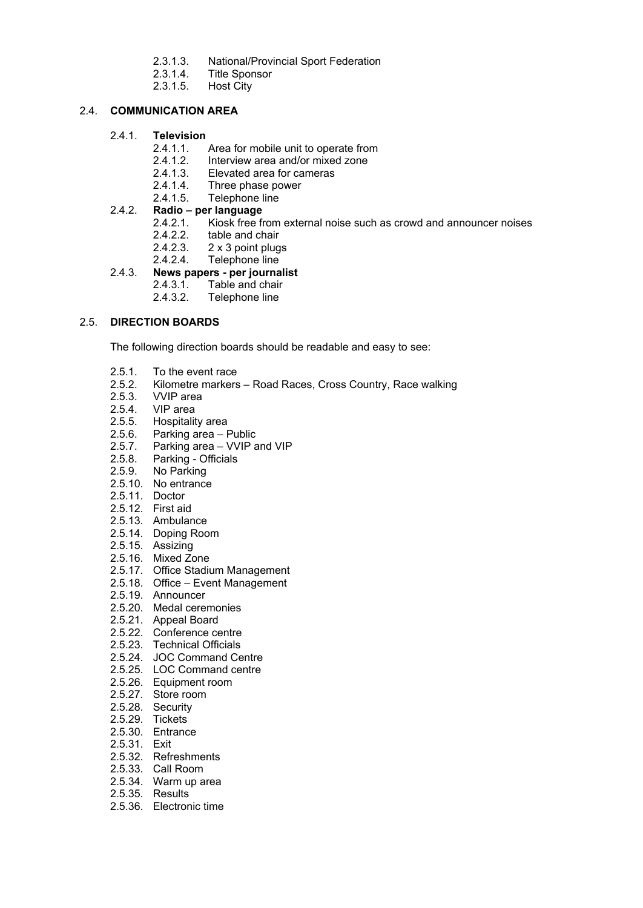2.3.1.3. National/Provincial Sport Federation
2.3.1.4. Title Sponsor
2.3.1.5. Host City

2.4. **COMMUNICATION AREA**

2.4.1. **Television**
- 2.4.1.1. Area for mobile unit to operate from
- 2.4.1.2. Interview area and/or mixed zone
- 2.4.1.3. Elevated area for cameras
- 2.4.1.4. Three phase power
- 2.4.1.5. Telephone line

2.4.2. **Radio – per language**
- 2.4.2.1. Kiosk free from external noise such as crowd and announcer noises
- 2.4.2.2. table and chair
- 2.4.2.3. 2 x 3 point plugs
- 2.4.2.4. Telephone line

2.4.3. **News papers - per journalist**
- 2.4.3.1. Table and chair
- 2.4.3.2. Telephone line

2.5. **DIRECTION BOARDS**

The following direction boards should be readable and easy to see:

- 2.5.1. To the event race
- 2.5.2. Kilometre markers – Road Races, Cross Country, Race walking
- 2.5.3. VVIP area
- 2.5.4. VIP area
- 2.5.5. Hospitality area
- 2.5.6. Parking area – Public
- 2.5.7. Parking area – VVIP and VIP
- 2.5.8. Parking - Officials
- 2.5.9. No Parking
- 2.5.10. No entrance
- 2.5.11. Doctor
- 2.5.12. First aid
- 2.5.13. Ambulance
- 2.5.14. Doping Room
- 2.5.15. Assizing
- 2.5.16. Mixed Zone
- 2.5.17. Office Stadium Management
- 2.5.18. Office – Event Management
- 2.5.19. Announcer
- 2.5.20. Medal ceremonies
- 2.5.21. Appeal Board
- 2.5.22. Conference centre
- 2.5.23. Technical Officials
- 2.5.24. JOC Command Centre
- 2.5.25. LOC Command centre
- 2.5.26. Equipment room
- 2.5.27. Store room
- 2.5.28. Security
- 2.5.29. Tickets
- 2.5.30. Entrance
- 2.5.31. Exit
- 2.5.32. Refreshments
- 2.5.33. Call Room
- 2.5.34. Warm up area
- 2.5.35. Results
- 2.5.36. Electronic time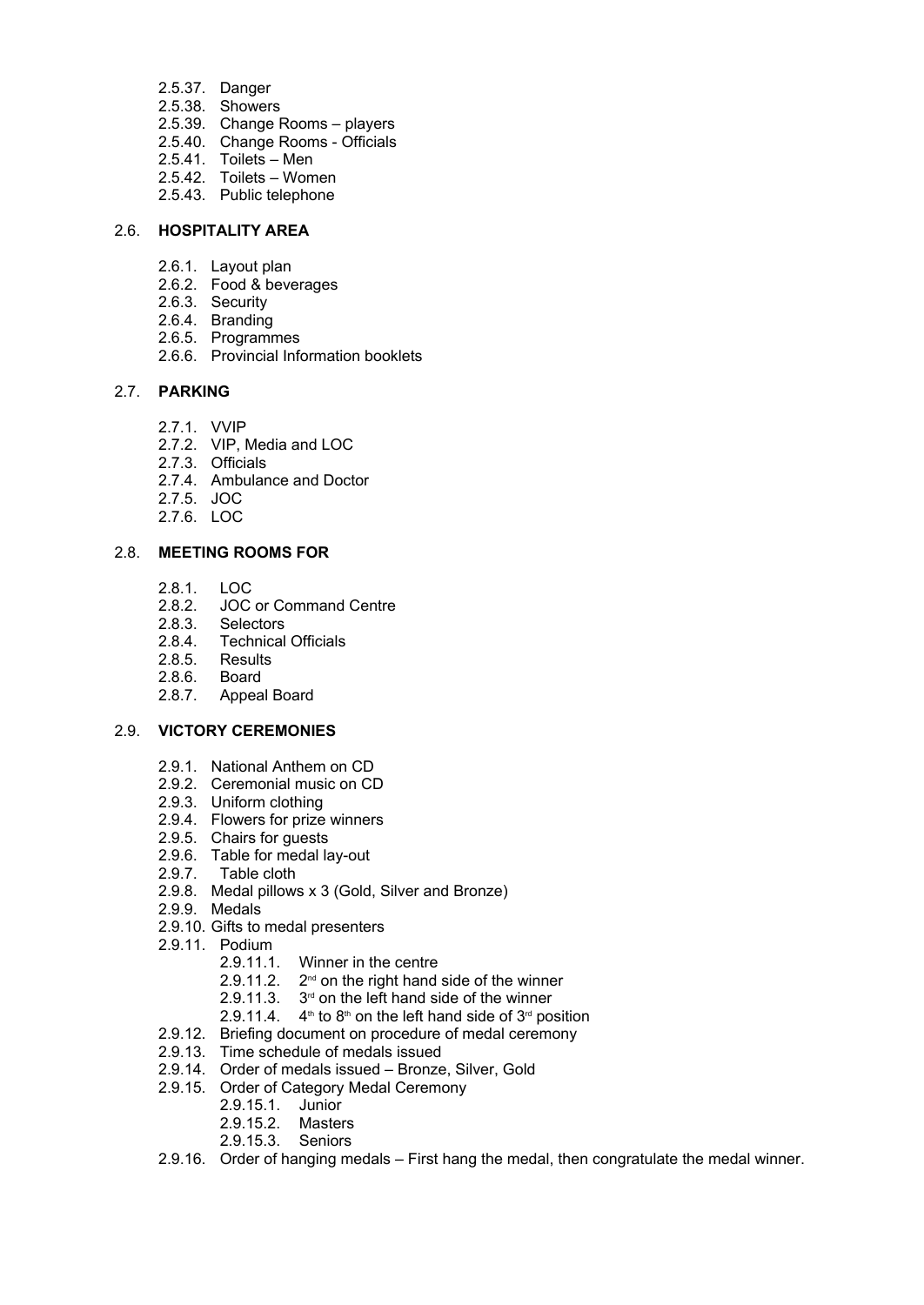- 2.5.37. Danger
- 2.5.38. Showers
- 2.5.39. Change Rooms – players
- 2.5.40. Change Rooms - Officials
- 2.5.41. Toilets – Men
- 2.5.42. Toilets – Women
- 2.5.43. Public telephone

## 2.6. **HOSPITALITY AREA**

- 2.6.1. Layout plan
- 2.6.2. Food & beverages
- 2.6.3. Security
- 2.6.4. Branding
- 2.6.5. Programmes
- 2.6.6. Provincial Information booklets

## 2.7. **PARKING**

- 2.7.1. VVIP
- 2.7.2. VIP, Media and LOC
- 2.7.3. Officials
- 2.7.4. Ambulance and Doctor
- 2.7.5. JOC
- 2.7.6. LOC

## 2.8. **MEETING ROOMS FOR**

- 2.8.1. LOC
- 2.8.2. JOC or Command Centre
- 2.8.3. Selectors
- 2.8.4. Technical Officials
- 2.8.5. Results
- 2.8.6. Board
- 2.8.7. Appeal Board

## 2.9. **VICTORY CEREMONIES**

- 2.9.1. National Anthem on CD
- 2.9.2. Ceremonial music on CD
- 2.9.3. Uniform clothing
- 2.9.4. Flowers for prize winners
- 2.9.5. Chairs for guests
- 2.9.6. Table for medal lay-out
- 2.9.7. Table cloth
- 2.9.8. Medal pillows x 3 (Gold, Silver and Bronze)
- 2.9.9. Medals
- 2.9.10. Gifts to medal presenters
- 2.9.11. Podium
  - 2.9.11.1. Winner in the centre
  - 2.9.11.2. 2nd on the right hand side of the winner
  - 2.9.11.3. 3rd on the left hand side of the winner
  - 2.9.11.4. 4th to 8th on the left hand side of 3rd position
- 2.9.12. Briefing document on procedure of medal ceremony
- 2.9.13. Time schedule of medals issued
- 2.9.14. Order of medals issued – Bronze, Silver, Gold
- 2.9.15. Order of Category Medal Ceremony
  - 2.9.15.1. Junior
  - 2.9.15.2. Masters
  - 2.9.15.3. Seniors
- 2.9.16. Order of hanging medals – First hang the medal, then congratulate the medal winner.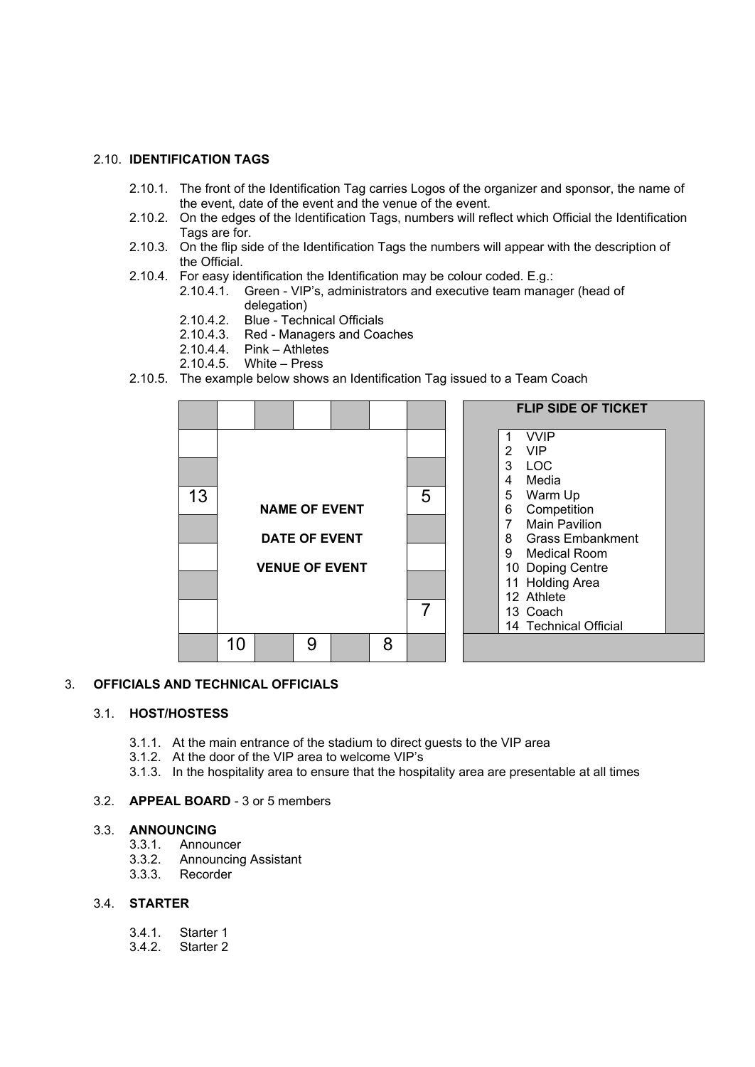### 2.10. **IDENTIFICATION TAGS**

- 2.10.1. The front of the Identification Tag carries Logos of the organizer and sponsor, the name of the event, date of the event and the venue of the event.
- 2.10.2. On the edges of the Identification Tags, numbers will reflect which Official the Identification Tags are for.
- 2.10.3. On the flip side of the Identification Tags the numbers will appear with the description of the Official.
- 2.10.4. For easy identification the Identification may be colour coded. E.g.:
  - 2.10.4.1. Green - VIP's, administrators and executive team manager (head of delegation)
  - 2.10.4.2. Blue - Technical Officials
  - 2.10.4.3. Red - Managers and Coaches
  - 2.10.4.4. Pink – Athletes
  - 2.10.4.5. White – Press
- 2.10.5. The example below shows an Identification Tag issued to a Team Coach

| | | | | | | |
|---|---|---|---|---|---|---|
| | | | | | | |
| | | | | | | |
| | | | | | | |
| 13 | | | NAME OF EVENT | | | 5 |
| | | | DATE OF EVENT | | | |
| | | | VENUE OF EVENT | | | |
| | | | | | | |
| | | | | | | 7 |
| | 10 | | 9 | | 8 | |

| FLIP SIDE OF TICKET | |
|---|---|
| 1 | VVIP |
| 2 | VIP |
| 3 | LOC |
| 4 | Media |
| 5 | Warm Up |
| 6 | Competition |
| 7 | Main Pavilion |
| 8 | Grass Embankment |
| 9 | Medical Room |
| 10 | Doping Centre |
| 11 | Holding Area |
| 12 | Athlete |
| 13 | Coach |
| 14 | Technical Official |

## 3. **OFFICIALS AND TECHNICAL OFFICIALS**

### 3.1. **HOST/HOSTESS**

- 3.1.1. At the main entrance of the stadium to direct guests to the VIP area
- 3.1.2. At the door of the VIP area to welcome VIP's
- 3.1.3. In the hospitality area to ensure that the hospitality area are presentable at all times

### 3.2. **APPEAL BOARD** - 3 or 5 members

### 3.3. **ANNOUNCING**

- 3.3.1. Announcer
- 3.3.2. Announcing Assistant
- 3.3.3. Recorder

### 3.4. **STARTER**

- 3.4.1. Starter 1
- 3.4.2. Starter 2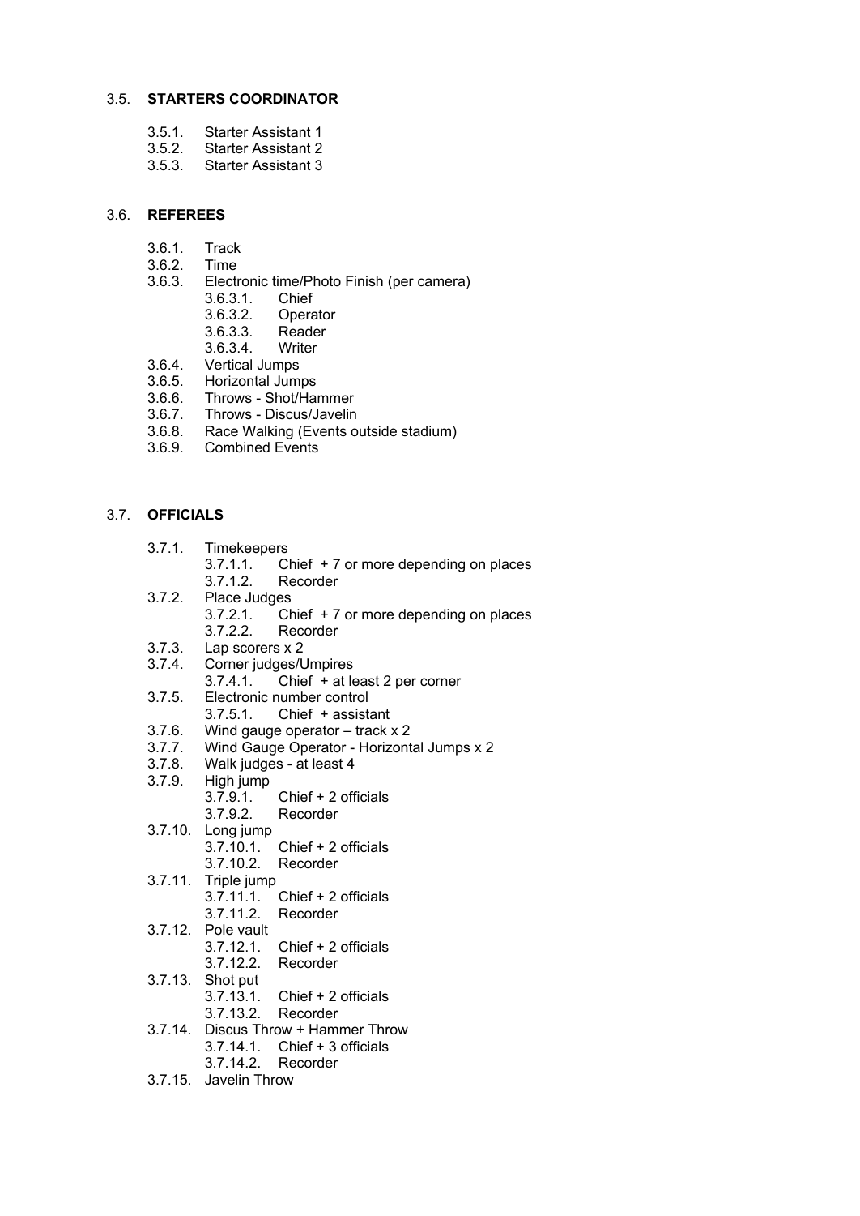### 3.5. STARTERS COORDINATOR

- 3.5.1. Starter Assistant 1
- 3.5.2. Starter Assistant 2
- 3.5.3. Starter Assistant 3

### 3.6. REFEREES

- 3.6.1. Track
- 3.6.2. Time
- 3.6.3. Electronic time/Photo Finish (per camera)
  - 3.6.3.1. Chief
  - 3.6.3.2. Operator
  - 3.6.3.3. Reader
  - 3.6.3.4. Writer
- 3.6.4. Vertical Jumps
- 3.6.5. Horizontal Jumps
- 3.6.6. Throws - Shot/Hammer
- 3.6.7. Throws - Discus/Javelin
- 3.6.8. Race Walking (Events outside stadium)
- 3.6.9. Combined Events

### 3.7. OFFICIALS

- 3.7.1. Timekeepers
  - 3.7.1.1. Chief + 7 or more depending on places
  - 3.7.1.2. Recorder
- 3.7.2. Place Judges
  - 3.7.2.1. Chief + 7 or more depending on places
  - 3.7.2.2. Recorder
- 3.7.3. Lap scorers x 2
- 3.7.4. Corner judges/Umpires
  - 3.7.4.1. Chief + at least 2 per corner
- 3.7.5. Electronic number control
  - 3.7.5.1. Chief + assistant
- 3.7.6. Wind gauge operator – track x 2
- 3.7.7. Wind Gauge Operator - Horizontal Jumps x 2
- 3.7.8. Walk judges - at least 4
- 3.7.9. High jump
  - 3.7.9.1. Chief + 2 officials
  - 3.7.9.2. Recorder
- 3.7.10. Long jump
  - 3.7.10.1. Chief + 2 officials
  - 3.7.10.2. Recorder
- 3.7.11. Triple jump
  - 3.7.11.1. Chief + 2 officials
  - 3.7.11.2. Recorder
- 3.7.12. Pole vault
  - 3.7.12.1. Chief + 2 officials
  - 3.7.12.2. Recorder
- 3.7.13. Shot put
  - 3.7.13.1. Chief + 2 officials
  - 3.7.13.2. Recorder
- 3.7.14. Discus Throw + Hammer Throw
  - 3.7.14.1. Chief + 3 officials
  - 3.7.14.2. Recorder
- 3.7.15. Javelin Throw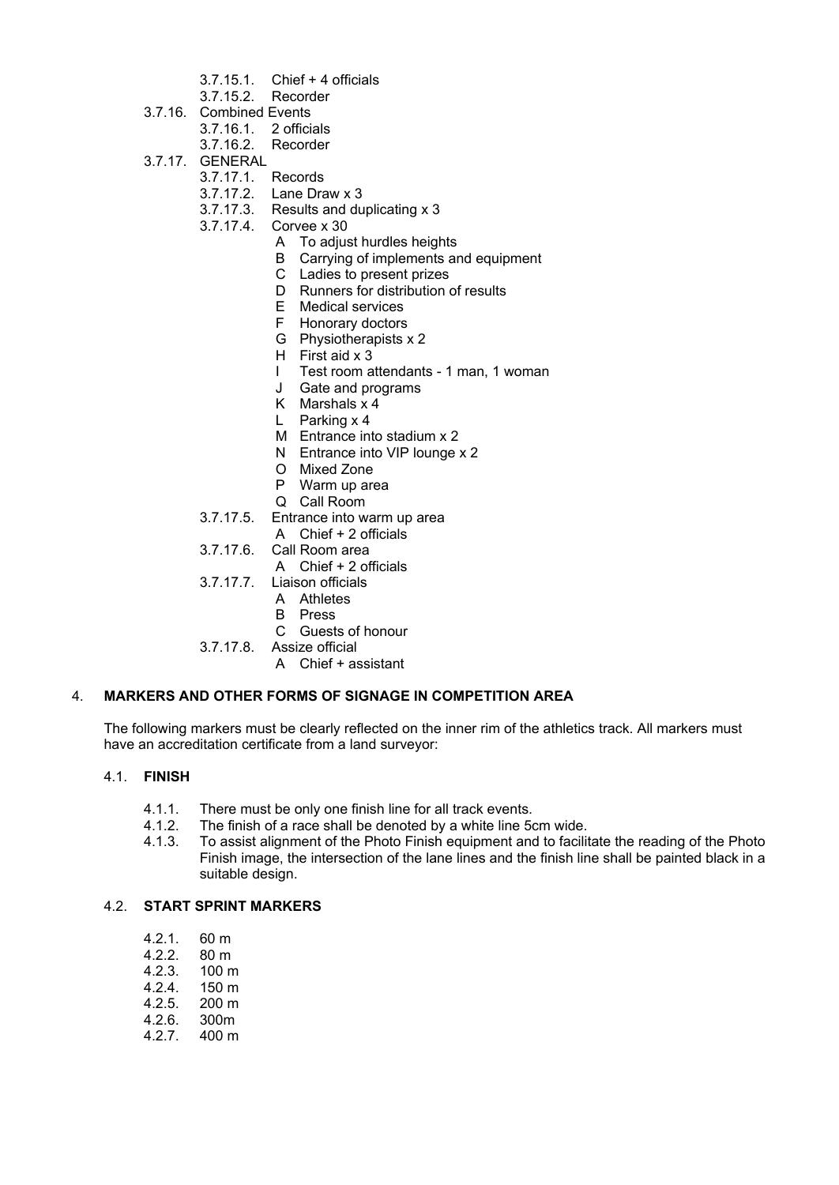- 3.7.15.1. Chief + 4 officials
- 3.7.15.2. Recorder

3.7.16. Combined Events

- 3.7.16.1. 2 officials
- 3.7.16.2. Recorder

3.7.17. GENERAL

- 3.7.17.1. Records
- 3.7.17.2. Lane Draw x 3
- 3.7.17.3. Results and duplicating x 3
- 3.7.17.4. Corvee x 30
  - A To adjust hurdles heights
  - B Carrying of implements and equipment
  - C Ladies to present prizes
  - D Runners for distribution of results
  - E Medical services
  - F Honorary doctors
  - G Physiotherapists x 2
  - H First aid x 3
  - I Test room attendants - 1 man, 1 woman
  - J Gate and programs
  - K Marshals x 4
  - L Parking x 4
  - M Entrance into stadium x 2
  - N Entrance into VIP lounge x 2
  - O Mixed Zone
  - P Warm up area
  - Q Call Room
- 3.7.17.5. Entrance into warm up area
  - A Chief + 2 officials
- 3.7.17.6. Call Room area
  - A Chief + 2 officials
- 3.7.17.7. Liaison officials
  - A Athletes
  - B Press
  - C Guests of honour
- 3.7.17.8. Assize official
  - A Chief + assistant

## 4. MARKERS AND OTHER FORMS OF SIGNAGE IN COMPETITION AREA

The following markers must be clearly reflected on the inner rim of the athletics track. All markers must have an accreditation certificate from a land surveyor:

### 4.1. FINISH

- 4.1.1. There must be only one finish line for all track events.
- 4.1.2. The finish of a race shall be denoted by a white line 5cm wide.
- 4.1.3. To assist alignment of the Photo Finish equipment and to facilitate the reading of the Photo Finish image, the intersection of the lane lines and the finish line shall be painted black in a suitable design.

### 4.2. START SPRINT MARKERS

- 4.2.1. 60 m
- 4.2.2. 80 m
- 4.2.3. 100 m
- 4.2.4. 150 m
- 4.2.5. 200 m
- 4.2.6. 300m
- 4.2.7. 400 m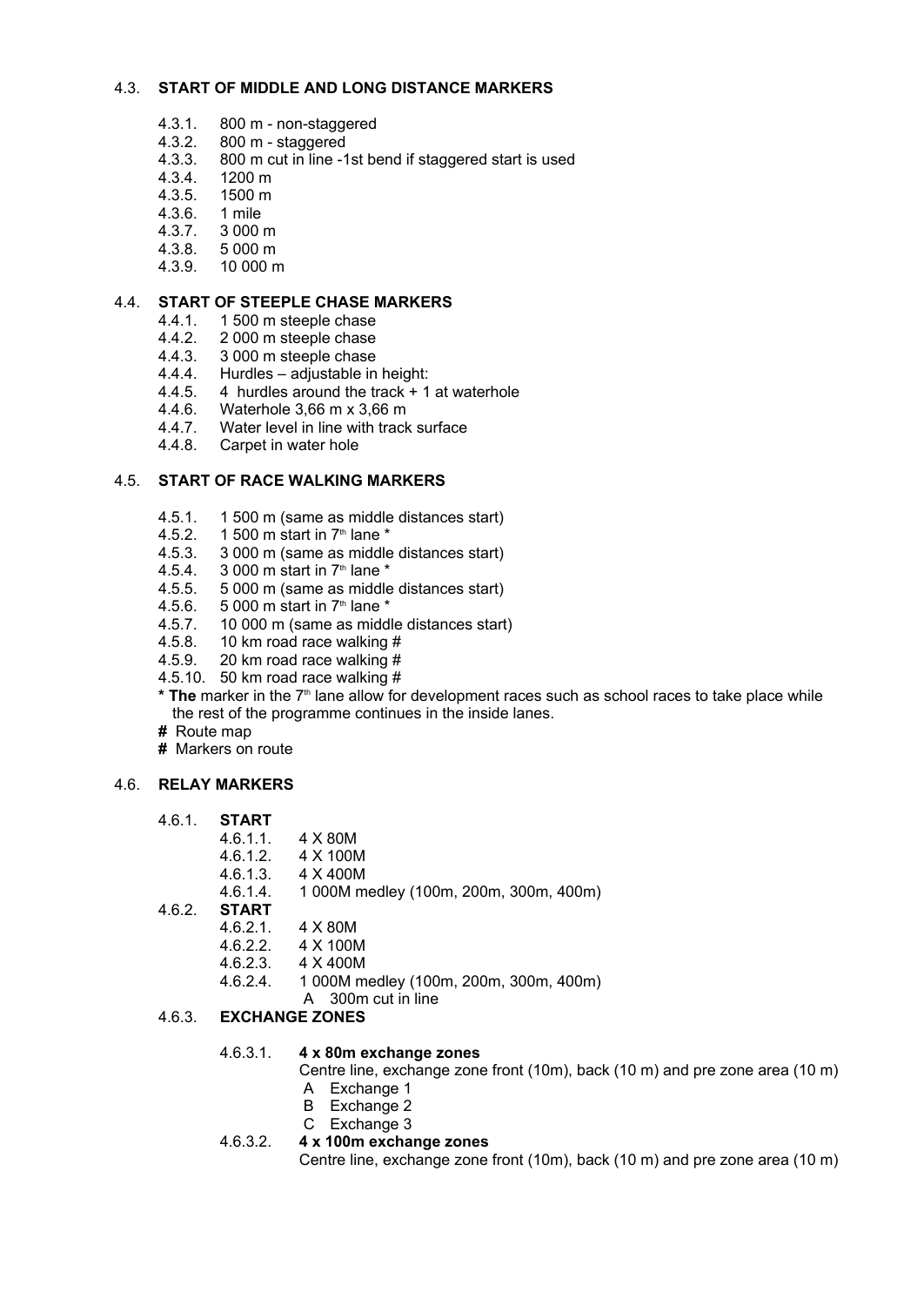## 4.3. START OF MIDDLE AND LONG DISTANCE MARKERS

- 4.3.1. 800 m - non-staggered
- 4.3.2. 800 m - staggered
- 4.3.3. 800 m cut in line -1st bend if staggered start is used
- 4.3.4. 1200 m
- 4.3.5. 1500 m
- 4.3.6. 1 mile
- 4.3.7. 3 000 m
- 4.3.8. 5 000 m
- 4.3.9. 10 000 m

## 4.4. START OF STEEPLE CHASE MARKERS

- 4.4.1. 1 500 m steeple chase
- 4.4.2. 2 000 m steeple chase
- 4.4.3. 3 000 m steeple chase
- 4.4.4. Hurdles – adjustable in height:
- 4.4.5. 4 hurdles around the track + 1 at waterhole
- 4.4.6. Waterhole 3,66 m x 3,66 m
- 4.4.7. Water level in line with track surface
- 4.4.8. Carpet in water hole

## 4.5. START OF RACE WALKING MARKERS

- 4.5.1. 1 500 m (same as middle distances start)
- 4.5.2. 1 500 m start in 7th lane *
- 4.5.3. 3 000 m (same as middle distances start)
- 4.5.4. 3 000 m start in 7th lane *
- 4.5.5. 5 000 m (same as middle distances start)
- 4.5.6. 5 000 m start in 7th lane *
- 4.5.7. 10 000 m (same as middle distances start)
- 4.5.8. 10 km road race walking #
- 4.5.9. 20 km road race walking #
- 4.5.10. 50 km road race walking #

* **The** marker in the 7th lane allow for development races such as school races to take place while the rest of the programme continues in the inside lanes.

**#** Route map

**#** Markers on route

## 4.6. RELAY MARKERS

4.6.1. **START**

- 4.6.1.1. 4 X 80M
- 4.6.1.2. 4 X 100M
- 4.6.1.3. 4 X 400M
- 4.6.1.4. 1 000M medley (100m, 200m, 300m, 400m)

4.6.2. **START**

- 4.6.2.1. 4 X 80M
- 4.6.2.2. 4 X 100M
- 4.6.2.3. 4 X 400M
- 4.6.2.4. 1 000M medley (100m, 200m, 300m, 400m)
  - A 300m cut in line

4.6.3. **EXCHANGE ZONES**

4.6.3.1. **4 x 80m exchange zones**

Centre line, exchange zone front (10m), back (10 m) and pre zone area (10 m)

- A Exchange 1
- B Exchange 2
- C Exchange 3

4.6.3.2. **4 x 100m exchange zones**

Centre line, exchange zone front (10m), back (10 m) and pre zone area (10 m)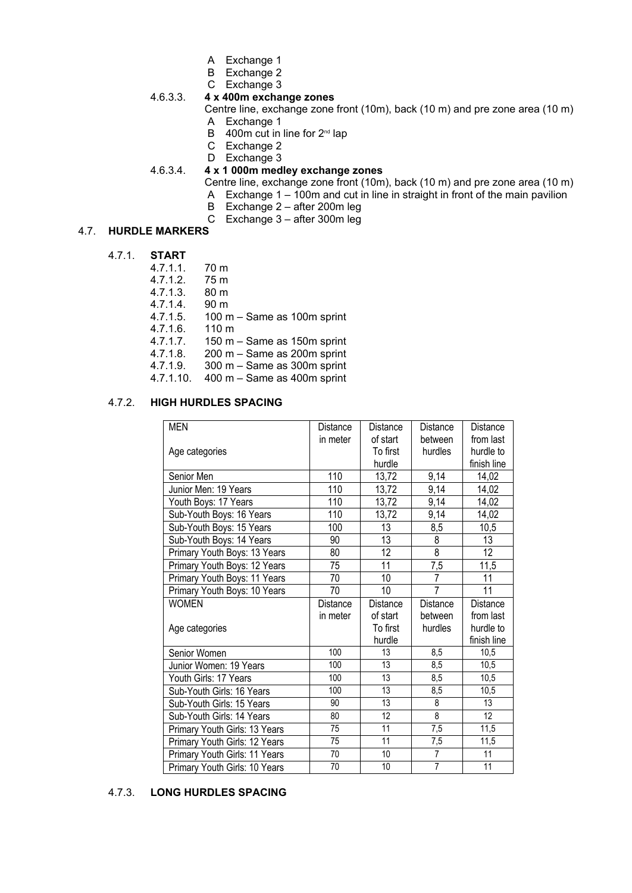A Exchange 1
B Exchange 2
C Exchange 3

4.6.3.3. **4 x 400m exchange zones**

Centre line, exchange zone front (10m), back (10 m) and pre zone area (10 m)

A Exchange 1
B 400m cut in line for 2nd lap
C Exchange 2
D Exchange 3

4.6.3.4. **4 x 1 000m medley exchange zones**

Centre line, exchange zone front (10m), back (10 m) and pre zone area (10 m)

A Exchange 1 – 100m and cut in line in straight in front of the main pavilion
B Exchange 2 – after 200m leg
C Exchange 3 – after 300m leg

## 4.7. HURDLE MARKERS

### 4.7.1. START

4.7.1.1. 70 m
4.7.1.2. 75 m
4.7.1.3. 80 m
4.7.1.4. 90 m
4.7.1.5. 100 m – Same as 100m sprint
4.7.1.6. 110 m
4.7.1.7. 150 m – Same as 150m sprint
4.7.1.8. 200 m – Same as 200m sprint
4.7.1.9. 300 m – Same as 300m sprint
4.7.1.10. 400 m – Same as 400m sprint

### 4.7.2. HIGH HURDLES SPACING

| MEN<br>Age categories | Distance in meter | Distance of start To first hurdle | Distance between hurdles | Distance from last hurdle to finish line |
|---|---|---|---|---|
| Senior Men | 110 | 13,72 | 9,14 | 14,02 |
| Junior Men: 19 Years | 110 | 13,72 | 9,14 | 14,02 |
| Youth Boys: 17 Years | 110 | 13,72 | 9,14 | 14,02 |
| Sub-Youth Boys: 16 Years | 110 | 13,72 | 9,14 | 14,02 |
| Sub-Youth Boys: 15 Years | 100 | 13 | 8,5 | 10,5 |
| Sub-Youth Boys: 14 Years | 90 | 13 | 8 | 13 |
| Primary Youth Boys: 13 Years | 80 | 12 | 8 | 12 |
| Primary Youth Boys: 12 Years | 75 | 11 | 7,5 | 11,5 |
| Primary Youth Boys: 11 Years | 70 | 10 | 7 | 11 |
| Primary Youth Boys: 10 Years | 70 | 10 | 7 | 11 |
| WOMEN<br>Age categories | Distance in meter | Distance of start To first hurdle | Distance between hurdles | Distance from last hurdle to finish line |
| Senior Women | 100 | 13 | 8,5 | 10,5 |
| Junior Women: 19 Years | 100 | 13 | 8,5 | 10,5 |
| Youth Girls: 17 Years | 100 | 13 | 8,5 | 10,5 |
| Sub-Youth Girls: 16 Years | 100 | 13 | 8,5 | 10,5 |
| Sub-Youth Girls: 15 Years | 90 | 13 | 8 | 13 |
| Sub-Youth Girls: 14 Years | 80 | 12 | 8 | 12 |
| Primary Youth Girls: 13 Years | 75 | 11 | 7,5 | 11,5 |
| Primary Youth Girls: 12 Years | 75 | 11 | 7,5 | 11,5 |
| Primary Youth Girls: 11 Years | 70 | 10 | 7 | 11 |
| Primary Youth Girls: 10 Years | 70 | 10 | 7 | 11 |

### 4.7.3. LONG HURDLES SPACING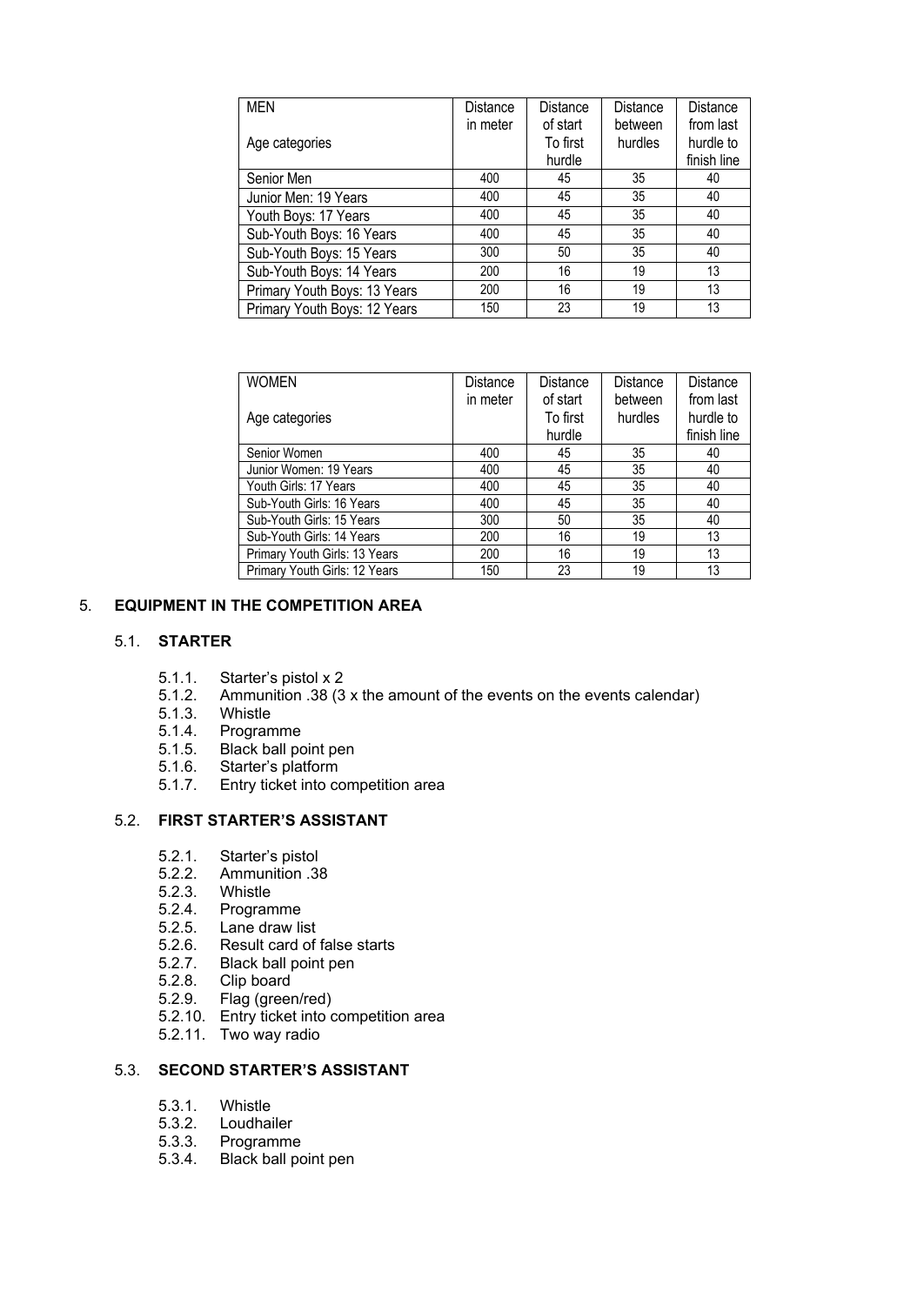| MEN<br><br>Age categories | Distance in meter | Distance of start To first hurdle | Distance between hurdles | Distance from last hurdle to finish line |
|---|---|---|---|---|
| Senior Men | 400 | 45 | 35 | 40 |
| Junior Men: 19 Years | 400 | 45 | 35 | 40 |
| Youth Boys: 17 Years | 400 | 45 | 35 | 40 |
| Sub-Youth Boys: 16 Years | 400 | 45 | 35 | 40 |
| Sub-Youth Boys: 15 Years | 300 | 50 | 35 | 40 |
| Sub-Youth Boys: 14 Years | 200 | 16 | 19 | 13 |
| Primary Youth Boys: 13 Years | 200 | 16 | 19 | 13 |
| Primary Youth Boys: 12 Years | 150 | 23 | 19 | 13 |

| WOMEN<br><br>Age categories | Distance in meter | Distance of start To first hurdle | Distance between hurdles | Distance from last hurdle to finish line |
|---|---|---|---|---|
| Senior Women | 400 | 45 | 35 | 40 |
| Junior Women: 19 Years | 400 | 45 | 35 | 40 |
| Youth Girls: 17 Years | 400 | 45 | 35 | 40 |
| Sub-Youth Girls: 16 Years | 400 | 45 | 35 | 40 |
| Sub-Youth Girls: 15 Years | 300 | 50 | 35 | 40 |
| Sub-Youth Girls: 14 Years | 200 | 16 | 19 | 13 |
| Primary Youth Girls: 13 Years | 200 | 16 | 19 | 13 |
| Primary Youth Girls: 12 Years | 150 | 23 | 19 | 13 |

## 5. EQUIPMENT IN THE COMPETITION AREA

### 5.1. STARTER

5.1.1. Starter's pistol x 2
5.1.2. Ammunition .38 (3 x the amount of the events on the events calendar)
5.1.3. Whistle
5.1.4. Programme
5.1.5. Black ball point pen
5.1.6. Starter's platform
5.1.7. Entry ticket into competition area

### 5.2. FIRST STARTER'S ASSISTANT

5.2.1. Starter's pistol
5.2.2. Ammunition .38
5.2.3. Whistle
5.2.4. Programme
5.2.5. Lane draw list
5.2.6. Result card of false starts
5.2.7. Black ball point pen
5.2.8. Clip board
5.2.9. Flag (green/red)
5.2.10. Entry ticket into competition area
5.2.11. Two way radio

### 5.3. SECOND STARTER'S ASSISTANT

5.3.1. Whistle
5.3.2. Loudhailer
5.3.3. Programme
5.3.4. Black ball point pen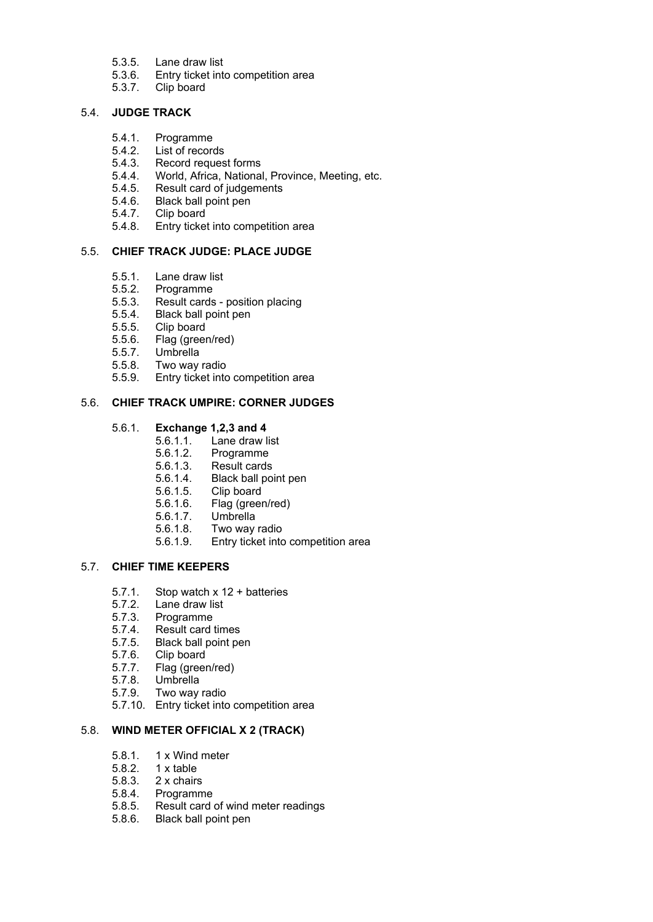5.3.5. Lane draw list
5.3.6. Entry ticket into competition area
5.3.7. Clip board

5.4. **JUDGE TRACK**

5.4.1. Programme
5.4.2. List of records
5.4.3. Record request forms
5.4.4. World, Africa, National, Province, Meeting, etc.
5.4.5. Result card of judgements
5.4.6. Black ball point pen
5.4.7. Clip board
5.4.8. Entry ticket into competition area

5.5. **CHIEF TRACK JUDGE: PLACE JUDGE**

5.5.1. Lane draw list
5.5.2. Programme
5.5.3. Result cards - position placing
5.5.4. Black ball point pen
5.5.5. Clip board
5.5.6. Flag (green/red)
5.5.7. Umbrella
5.5.8. Two way radio
5.5.9. Entry ticket into competition area

5.6. **CHIEF TRACK UMPIRE: CORNER JUDGES**

5.6.1. **Exchange 1,2,3 and 4**

5.6.1.1. Lane draw list
5.6.1.2. Programme
5.6.1.3. Result cards
5.6.1.4. Black ball point pen
5.6.1.5. Clip board
5.6.1.6. Flag (green/red)
5.6.1.7. Umbrella
5.6.1.8. Two way radio
5.6.1.9. Entry ticket into competition area

5.7. **CHIEF TIME KEEPERS**

5.7.1. Stop watch x 12 + batteries
5.7.2. Lane draw list
5.7.3. Programme
5.7.4. Result card times
5.7.5. Black ball point pen
5.7.6. Clip board
5.7.7. Flag (green/red)
5.7.8. Umbrella
5.7.9. Two way radio
5.7.10. Entry ticket into competition area

5.8. **WIND METER OFFICIAL X 2 (TRACK)**

5.8.1. 1 x Wind meter
5.8.2. 1 x table
5.8.3. 2 x chairs
5.8.4. Programme
5.8.5. Result card of wind meter readings
5.8.6. Black ball point pen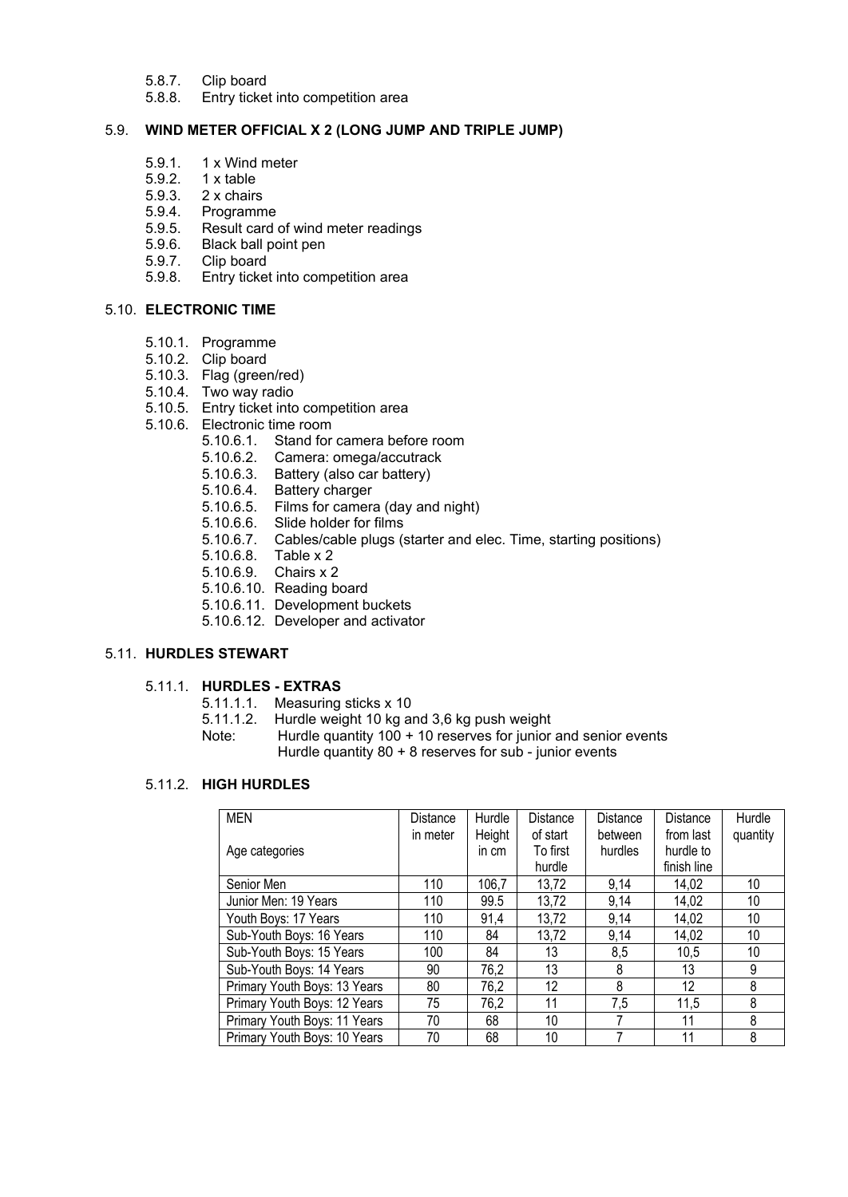5.8.7. Clip board
5.8.8. Entry ticket into competition area

### 5.9. **WIND METER OFFICIAL X 2 (LONG JUMP AND TRIPLE JUMP)**

5.9.1. 1 x Wind meter
5.9.2. 1 x table
5.9.3. 2 x chairs
5.9.4. Programme
5.9.5. Result card of wind meter readings
5.9.6. Black ball point pen
5.9.7. Clip board
5.9.8. Entry ticket into competition area

### 5.10. **ELECTRONIC TIME**

5.10.1. Programme
5.10.2. Clip board
5.10.3. Flag (green/red)
5.10.4. Two way radio
5.10.5. Entry ticket into competition area
5.10.6. Electronic time room
- 5.10.6.1. Stand for camera before room
- 5.10.6.2. Camera: omega/accutrack
- 5.10.6.3. Battery (also car battery)
- 5.10.6.4. Battery charger
- 5.10.6.5. Films for camera (day and night)
- 5.10.6.6. Slide holder for films
- 5.10.6.7. Cables/cable plugs (starter and elec. Time, starting positions)
- 5.10.6.8. Table x 2
- 5.10.6.9. Chairs x 2
- 5.10.6.10. Reading board
- 5.10.6.11. Development buckets
- 5.10.6.12. Developer and activator

### 5.11. **HURDLES STEWART**

#### 5.11.1. **HURDLES - EXTRAS**

5.11.1.1. Measuring sticks x 10
5.11.1.2. Hurdle weight 10 kg and 3,6 kg push weight
Note: Hurdle quantity 100 + 10 reserves for junior and senior events
Hurdle quantity 80 + 8 reserves for sub - junior events

#### 5.11.2. **HIGH HURDLES**

| MEN<br>Age categories | Distance in meter | Hurdle Height in cm | Distance of start To first hurdle | Distance between hurdles | Distance from last hurdle to finish line | Hurdle quantity |
|---|---|---|---|---|---|---|
| Senior Men | 110 | 106,7 | 13,72 | 9,14 | 14,02 | 10 |
| Junior Men: 19 Years | 110 | 99.5 | 13,72 | 9,14 | 14,02 | 10 |
| Youth Boys: 17 Years | 110 | 91,4 | 13,72 | 9,14 | 14,02 | 10 |
| Sub-Youth Boys: 16 Years | 110 | 84 | 13,72 | 9,14 | 14,02 | 10 |
| Sub-Youth Boys: 15 Years | 100 | 84 | 13 | 8,5 | 10,5 | 10 |
| Sub-Youth Boys: 14 Years | 90 | 76,2 | 13 | 8 | 13 | 9 |
| Primary Youth Boys: 13 Years | 80 | 76,2 | 12 | 8 | 12 | 8 |
| Primary Youth Boys: 12 Years | 75 | 76,2 | 11 | 7,5 | 11,5 | 8 |
| Primary Youth Boys: 11 Years | 70 | 68 | 10 | 7 | 11 | 8 |
| Primary Youth Boys: 10 Years | 70 | 68 | 10 | 7 | 11 | 8 |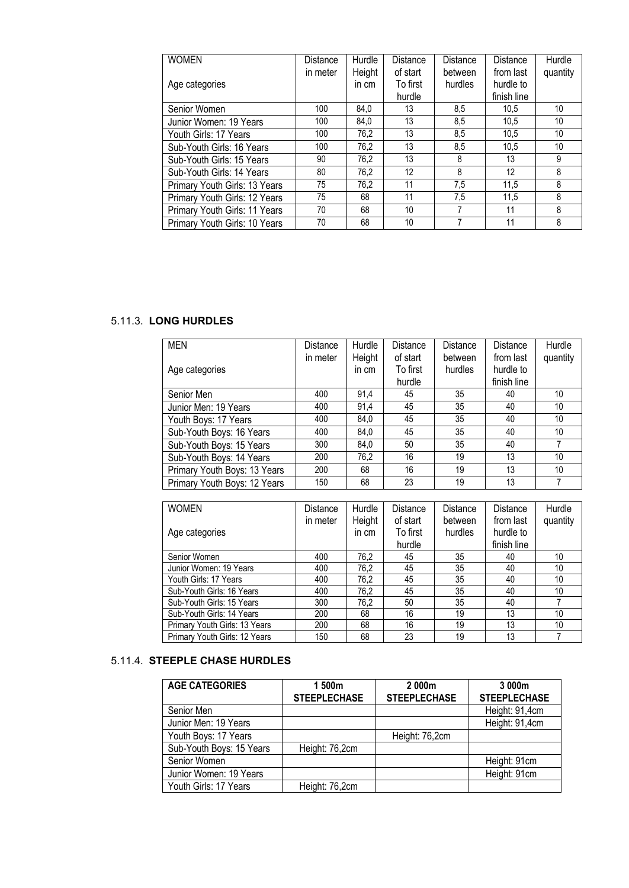| WOMEN<br><br>Age categories | Distance in meter | Hurdle Height in cm | Distance of start To first hurdle | Distance between hurdles | Distance from last hurdle to finish line | Hurdle quantity |
|---|---|---|---|---|---|---|
| Senior Women | 100 | 84,0 | 13 | 8,5 | 10,5 | 10 |
| Junior Women: 19 Years | 100 | 84,0 | 13 | 8,5 | 10,5 | 10 |
| Youth Girls: 17 Years | 100 | 76,2 | 13 | 8,5 | 10,5 | 10 |
| Sub-Youth Girls: 16 Years | 100 | 76,2 | 13 | 8,5 | 10,5 | 10 |
| Sub-Youth Girls: 15 Years | 90 | 76,2 | 13 | 8 | 13 | 9 |
| Sub-Youth Girls: 14 Years | 80 | 76,2 | 12 | 8 | 12 | 8 |
| Primary Youth Girls: 13 Years | 75 | 76,2 | 11 | 7,5 | 11,5 | 8 |
| Primary Youth Girls: 12 Years | 75 | 68 | 11 | 7,5 | 11,5 | 8 |
| Primary Youth Girls: 11 Years | 70 | 68 | 10 | 7 | 11 | 8 |
| Primary Youth Girls: 10 Years | 70 | 68 | 10 | 7 | 11 | 8 |

### 5.11.3. LONG HURDLES

| MEN<br><br>Age categories | Distance in meter | Hurdle Height in cm | Distance of start To first hurdle | Distance between hurdles | Distance from last hurdle to finish line | Hurdle quantity |
|---|---|---|---|---|---|---|
| Senior Men | 400 | 91,4 | 45 | 35 | 40 | 10 |
| Junior Men: 19 Years | 400 | 91,4 | 45 | 35 | 40 | 10 |
| Youth Boys: 17 Years | 400 | 84,0 | 45 | 35 | 40 | 10 |
| Sub-Youth Boys: 16 Years | 400 | 84,0 | 45 | 35 | 40 | 10 |
| Sub-Youth Boys: 15 Years | 300 | 84,0 | 50 | 35 | 40 | 7 |
| Sub-Youth Boys: 14 Years | 200 | 76,2 | 16 | 19 | 13 | 10 |
| Primary Youth Boys: 13 Years | 200 | 68 | 16 | 19 | 13 | 10 |
| Primary Youth Boys: 12 Years | 150 | 68 | 23 | 19 | 13 | 7 |

| WOMEN<br><br>Age categories | Distance in meter | Hurdle Height in cm | Distance of start To first hurdle | Distance between hurdles | Distance from last hurdle to finish line | Hurdle quantity |
|---|---|---|---|---|---|---|
| Senior Women | 400 | 76,2 | 45 | 35 | 40 | 10 |
| Junior Women: 19 Years | 400 | 76,2 | 45 | 35 | 40 | 10 |
| Youth Girls: 17 Years | 400 | 76,2 | 45 | 35 | 40 | 10 |
| Sub-Youth Girls: 16 Years | 400 | 76,2 | 45 | 35 | 40 | 10 |
| Sub-Youth Girls: 15 Years | 300 | 76,2 | 50 | 35 | 40 | 7 |
| Sub-Youth Girls: 14 Years | 200 | 68 | 16 | 19 | 13 | 10 |
| Primary Youth Girls: 13 Years | 200 | 68 | 16 | 19 | 13 | 10 |
| Primary Youth Girls: 12 Years | 150 | 68 | 23 | 19 | 13 | 7 |

### 5.11.4. STEEPLE CHASE HURDLES

| AGE CATEGORIES | 1 500m STEEPLECHASE | 2 000m STEEPLECHASE | 3 000m STEEPLECHASE |
|---|---|---|---|
| Senior Men | | | Height: 91,4cm |
| Junior Men: 19 Years | | | Height: 91,4cm |
| Youth Boys: 17 Years | | Height: 76,2cm | |
| Sub-Youth Boys: 15 Years | Height: 76,2cm | | |
| Senior Women | | | Height: 91cm |
| Junior Women: 19 Years | | | Height: 91cm |
| Youth Girls: 17 Years | Height: 76,2cm | | |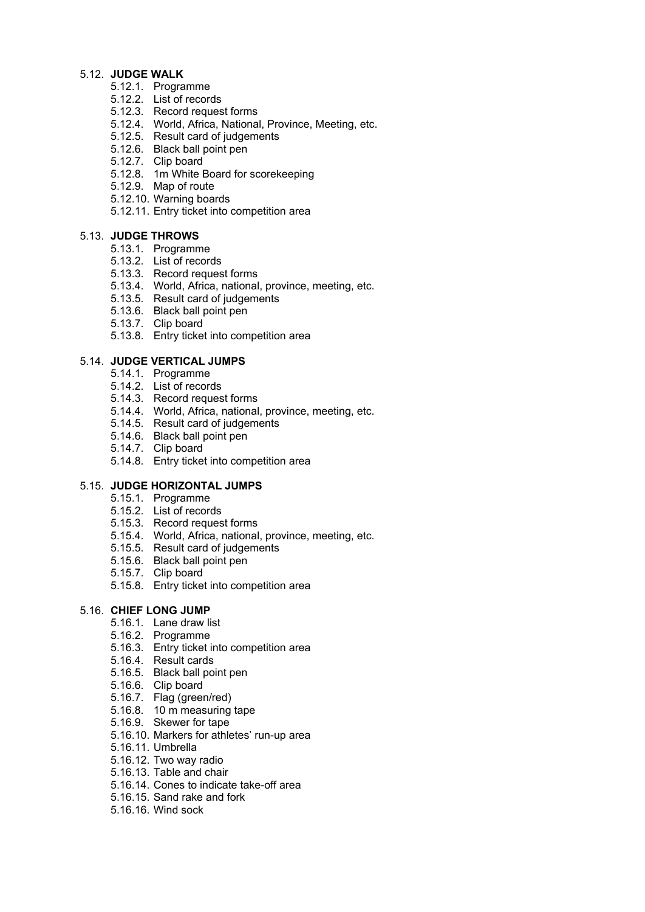### 5.12. **JUDGE WALK**

- 5.12.1. Programme
- 5.12.2. List of records
- 5.12.3. Record request forms
- 5.12.4. World, Africa, National, Province, Meeting, etc.
- 5.12.5. Result card of judgements
- 5.12.6. Black ball point pen
- 5.12.7. Clip board
- 5.12.8. 1m White Board for scorekeeping
- 5.12.9. Map of route
- 5.12.10. Warning boards
- 5.12.11. Entry ticket into competition area

### 5.13. **JUDGE THROWS**

- 5.13.1. Programme
- 5.13.2. List of records
- 5.13.3. Record request forms
- 5.13.4. World, Africa, national, province, meeting, etc.
- 5.13.5. Result card of judgements
- 5.13.6. Black ball point pen
- 5.13.7. Clip board
- 5.13.8. Entry ticket into competition area

### 5.14. **JUDGE VERTICAL JUMPS**

- 5.14.1. Programme
- 5.14.2. List of records
- 5.14.3. Record request forms
- 5.14.4. World, Africa, national, province, meeting, etc.
- 5.14.5. Result card of judgements
- 5.14.6. Black ball point pen
- 5.14.7. Clip board
- 5.14.8. Entry ticket into competition area

### 5.15. **JUDGE HORIZONTAL JUMPS**

- 5.15.1. Programme
- 5.15.2. List of records
- 5.15.3. Record request forms
- 5.15.4. World, Africa, national, province, meeting, etc.
- 5.15.5. Result card of judgements
- 5.15.6. Black ball point pen
- 5.15.7. Clip board
- 5.15.8. Entry ticket into competition area

### 5.16. **CHIEF LONG JUMP**

- 5.16.1. Lane draw list
- 5.16.2. Programme
- 5.16.3. Entry ticket into competition area
- 5.16.4. Result cards
- 5.16.5. Black ball point pen
- 5.16.6. Clip board
- 5.16.7. Flag (green/red)
- 5.16.8. 10 m measuring tape
- 5.16.9. Skewer for tape
- 5.16.10. Markers for athletes' run-up area
- 5.16.11. Umbrella
- 5.16.12. Two way radio
- 5.16.13. Table and chair
- 5.16.14. Cones to indicate take-off area
- 5.16.15. Sand rake and fork
- 5.16.16. Wind sock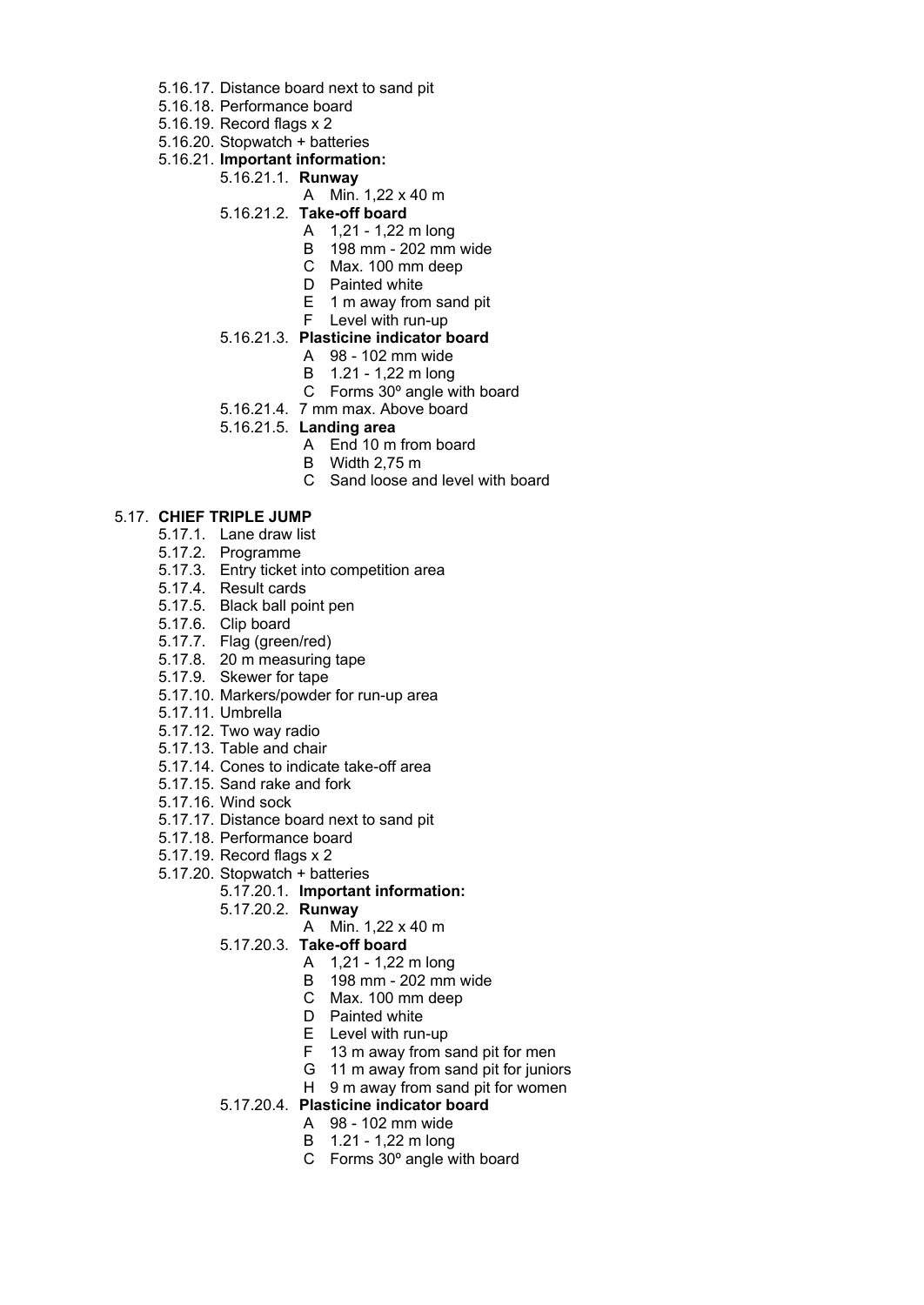- 5.16.17. Distance board next to sand pit
- 5.16.18. Performance board
- 5.16.19. Record flags x 2
- 5.16.20. Stopwatch + batteries
- 5.16.21. **Important information:**
  - 5.16.21.1. **Runway**
    - A Min. 1,22 x 40 m
  - 5.16.21.2. **Take-off board**
    - A 1,21 - 1,22 m long
    - B 198 mm - 202 mm wide
    - C Max. 100 mm deep
    - D Painted white
    - E 1 m away from sand pit
    - F Level with run-up
  - 5.16.21.3. **Plasticine indicator board**
    - A 98 - 102 mm wide
    - B 1.21 - 1,22 m long
    - C Forms 30º angle with board
  - 5.16.21.4. 7 mm max. Above board
  - 5.16.21.5. **Landing area**
    - A End 10 m from board
    - B Width 2,75 m
    - C Sand loose and level with board

## 5.17. CHIEF TRIPLE JUMP

- 5.17.1. Lane draw list
- 5.17.2. Programme
- 5.17.3. Entry ticket into competition area
- 5.17.4. Result cards
- 5.17.5. Black ball point pen
- 5.17.6. Clip board
- 5.17.7. Flag (green/red)
- 5.17.8. 20 m measuring tape
- 5.17.9. Skewer for tape
- 5.17.10. Markers/powder for run-up area
- 5.17.11. Umbrella
- 5.17.12. Two way radio
- 5.17.13. Table and chair
- 5.17.14. Cones to indicate take-off area
- 5.17.15. Sand rake and fork
- 5.17.16. Wind sock
- 5.17.17. Distance board next to sand pit
- 5.17.18. Performance board
- 5.17.19. Record flags x 2
- 5.17.20. Stopwatch + batteries
  - 5.17.20.1. **Important information:**
  - 5.17.20.2. **Runway**
    - A Min. 1,22 x 40 m
  - 5.17.20.3. **Take-off board**
    - A 1,21 - 1,22 m long
    - B 198 mm - 202 mm wide
    - C Max. 100 mm deep
    - D Painted white
    - E Level with run-up
    - F 13 m away from sand pit for men
    - G 11 m away from sand pit for juniors
    - H 9 m away from sand pit for women
  - 5.17.20.4. **Plasticine indicator board**
    - A 98 - 102 mm wide
    - B 1.21 - 1,22 m long
    - C Forms 30º angle with board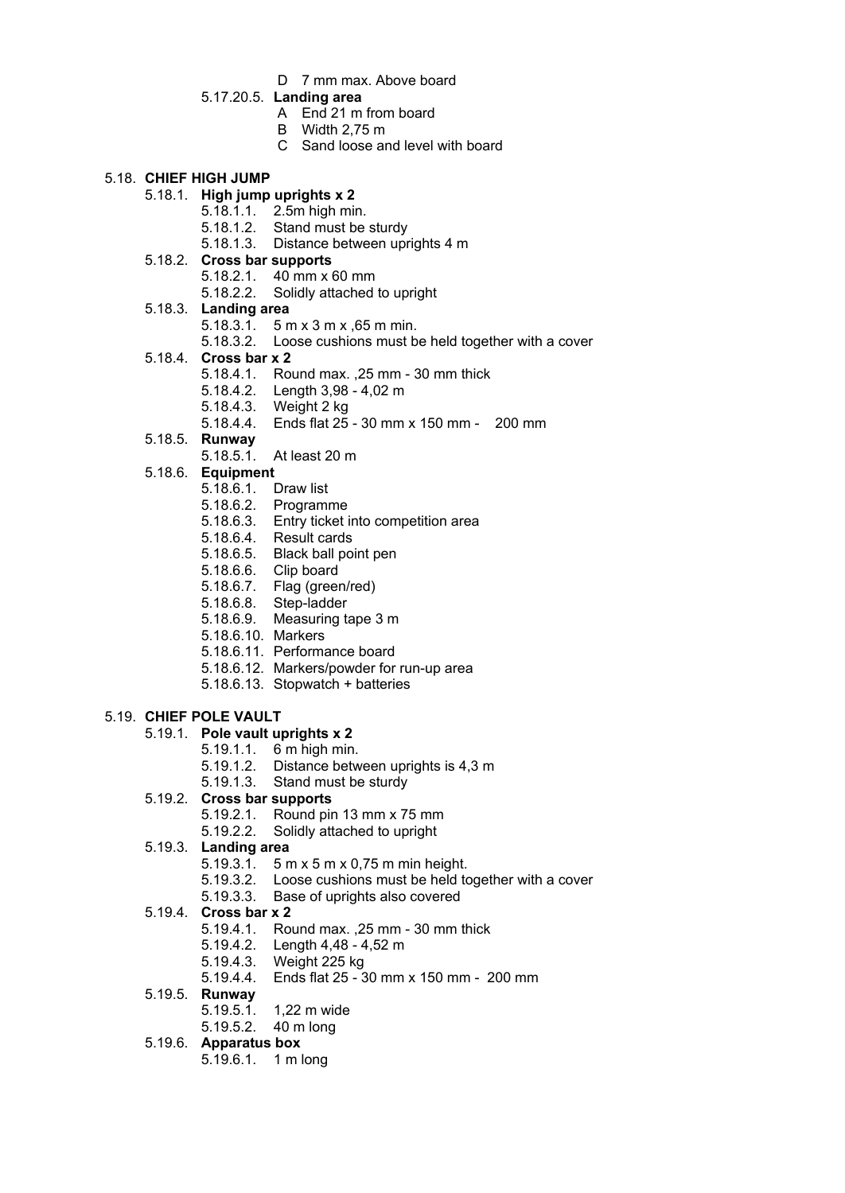D 7 mm max. Above board

5.17.20.5. **Landing area**

A End 21 m from board

B Width 2,75 m

C Sand loose and level with board

5.18. **CHIEF HIGH JUMP**

5.18.1. **High jump uprights x 2**

5.18.1.1. 2.5m high min.

5.18.1.2. Stand must be sturdy

5.18.1.3. Distance between uprights 4 m

5.18.2. **Cross bar supports**

5.18.2.1. 40 mm x 60 mm

5.18.2.2. Solidly attached to upright

5.18.3. **Landing area**

5.18.3.1. 5 m x 3 m x ,65 m min.

5.18.3.2. Loose cushions must be held together with a cover

5.18.4. **Cross bar x 2**

5.18.4.1. Round max. ,25 mm - 30 mm thick

5.18.4.2. Length 3,98 - 4,02 m

5.18.4.3. Weight 2 kg

5.18.4.4. Ends flat 25 - 30 mm x 150 mm - 200 mm

5.18.5. **Runway**

5.18.5.1. At least 20 m

5.18.6. **Equipment**

5.18.6.1. Draw list

5.18.6.2. Programme

5.18.6.3. Entry ticket into competition area

5.18.6.4. Result cards

5.18.6.5. Black ball point pen

5.18.6.6. Clip board

5.18.6.7. Flag (green/red)

5.18.6.8. Step-ladder

5.18.6.9. Measuring tape 3 m

5.18.6.10. Markers

5.18.6.11. Performance board

5.18.6.12. Markers/powder for run-up area

5.18.6.13. Stopwatch + batteries

5.19. **CHIEF POLE VAULT**

5.19.1. **Pole vault uprights x 2**

5.19.1.1. 6 m high min.

5.19.1.2. Distance between uprights is 4,3 m

5.19.1.3. Stand must be sturdy

5.19.2. **Cross bar supports**

5.19.2.1. Round pin 13 mm x 75 mm

5.19.2.2. Solidly attached to upright

5.19.3. **Landing area**

5.19.3.1. 5 m x 5 m x 0,75 m min height.

5.19.3.2. Loose cushions must be held together with a cover

5.19.3.3. Base of uprights also covered

5.19.4. **Cross bar x 2**

5.19.4.1. Round max. ,25 mm - 30 mm thick

5.19.4.2. Length 4,48 - 4,52 m

5.19.4.3. Weight 225 kg

5.19.4.4. Ends flat 25 - 30 mm x 150 mm - 200 mm

5.19.5. **Runway**

5.19.5.1. 1,22 m wide

5.19.5.2. 40 m long

5.19.6. **Apparatus box**

5.19.6.1. 1 m long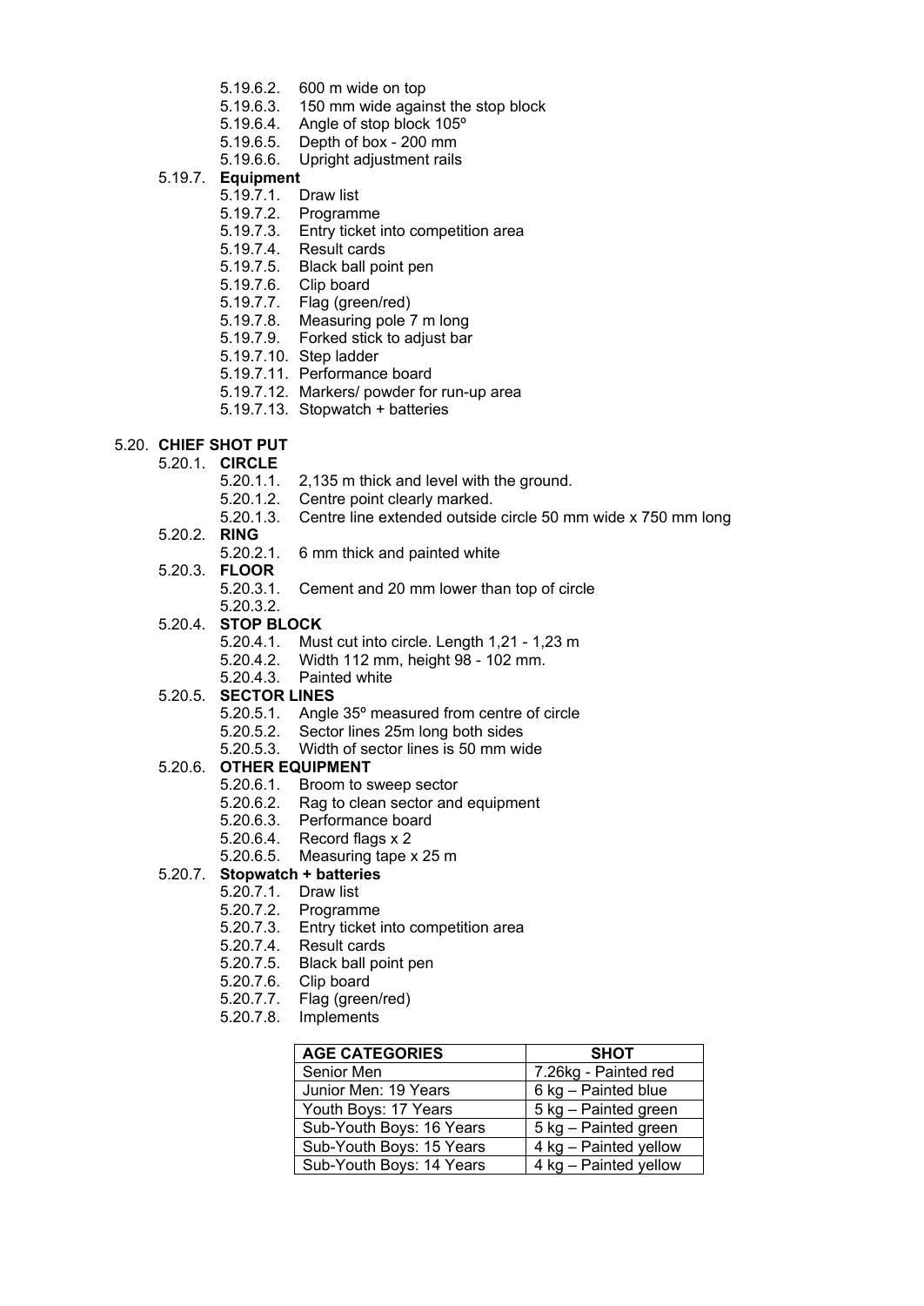- 5.19.6.2. 600 m wide on top
- 5.19.6.3. 150 mm wide against the stop block
- 5.19.6.4. Angle of stop block 105º
- 5.19.6.5. Depth of box - 200 mm
- 5.19.6.6. Upright adjustment rails

5.19.7. **Equipment**

- 5.19.7.1. Draw list
- 5.19.7.2. Programme
- 5.19.7.3. Entry ticket into competition area
- 5.19.7.4. Result cards
- 5.19.7.5. Black ball point pen
- 5.19.7.6. Clip board
- 5.19.7.7. Flag (green/red)
- 5.19.7.8. Measuring pole 7 m long
- 5.19.7.9. Forked stick to adjust bar
- 5.19.7.10. Step ladder
- 5.19.7.11. Performance board
- 5.19.7.12. Markers/ powder for run-up area
- 5.19.7.13. Stopwatch + batteries

## 5.20. CHIEF SHOT PUT

5.20.1. **CIRCLE**

- 5.20.1.1. 2,135 m thick and level with the ground.
- 5.20.1.2. Centre point clearly marked.
- 5.20.1.3. Centre line extended outside circle 50 mm wide x 750 mm long

5.20.2. **RING**

- 5.20.2.1. 6 mm thick and painted white

5.20.3. **FLOOR**

- 5.20.3.1. Cement and 20 mm lower than top of circle
- 5.20.3.2.

5.20.4. **STOP BLOCK**

- 5.20.4.1. Must cut into circle. Length 1,21 - 1,23 m
- 5.20.4.2. Width 112 mm, height 98 - 102 mm.
- 5.20.4.3. Painted white

5.20.5. **SECTOR LINES**

- 5.20.5.1. Angle 35º measured from centre of circle
- 5.20.5.2. Sector lines 25m long both sides
- 5.20.5.3. Width of sector lines is 50 mm wide

5.20.6. **OTHER EQUIPMENT**

- 5.20.6.1. Broom to sweep sector
- 5.20.6.2. Rag to clean sector and equipment
- 5.20.6.3. Performance board
- 5.20.6.4. Record flags x 2
- 5.20.6.5. Measuring tape x 25 m

5.20.7. **Stopwatch + batteries**

- 5.20.7.1. Draw list
- 5.20.7.2. Programme
- 5.20.7.3. Entry ticket into competition area
- 5.20.7.4. Result cards
- 5.20.7.5. Black ball point pen
- 5.20.7.6. Clip board
- 5.20.7.7. Flag (green/red)
- 5.20.7.8. Implements

| AGE CATEGORIES | SHOT |
|---|---|
| Senior Men | 7.26kg - Painted red |
| Junior Men: 19 Years | 6 kg – Painted blue |
| Youth Boys: 17 Years | 5 kg – Painted green |
| Sub-Youth Boys: 16 Years | 5 kg – Painted green |
| Sub-Youth Boys: 15 Years | 4 kg – Painted yellow |
| Sub-Youth Boys: 14 Years | 4 kg – Painted yellow |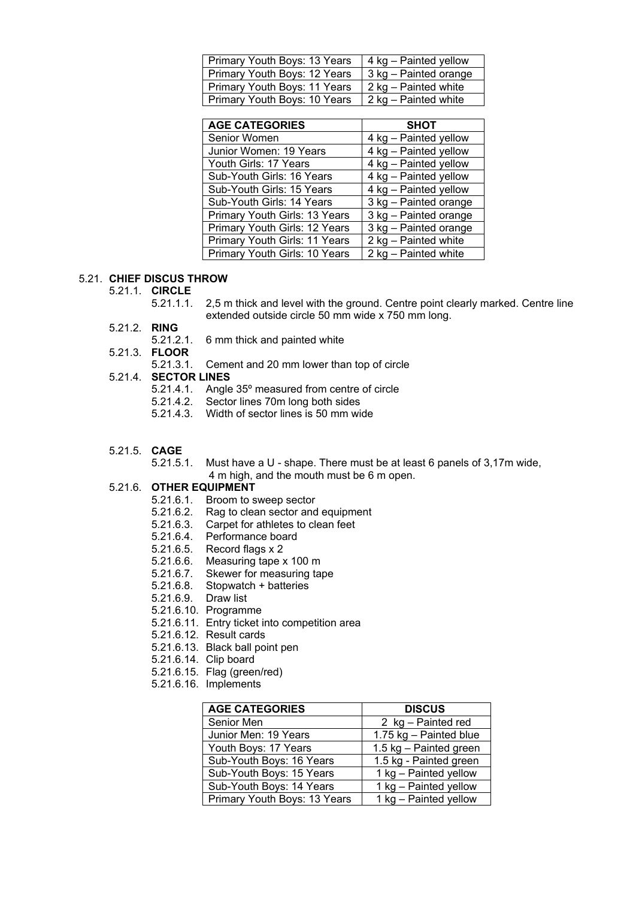| | |
|---|---|
| Primary Youth Boys: 13 Years | 4 kg – Painted yellow |
| Primary Youth Boys: 12 Years | 3 kg – Painted orange |
| Primary Youth Boys: 11 Years | 2 kg – Painted white |
| Primary Youth Boys: 10 Years | 2 kg – Painted white |

| AGE CATEGORIES | SHOT |
|---|---|
| Senior Women | 4 kg – Painted yellow |
| Junior Women: 19 Years | 4 kg – Painted yellow |
| Youth Girls: 17 Years | 4 kg – Painted yellow |
| Sub-Youth Girls: 16 Years | 4 kg – Painted yellow |
| Sub-Youth Girls: 15 Years | 4 kg – Painted yellow |
| Sub-Youth Girls: 14 Years | 3 kg – Painted orange |
| Primary Youth Girls: 13 Years | 3 kg – Painted orange |
| Primary Youth Girls: 12 Years | 3 kg – Painted orange |
| Primary Youth Girls: 11 Years | 2 kg – Painted white |
| Primary Youth Girls: 10 Years | 2 kg – Painted white |

5.21. **CHIEF DISCUS THROW**

5.21.1. **CIRCLE**

5.21.1.1. 2,5 m thick and level with the ground. Centre point clearly marked. Centre line extended outside circle 50 mm wide x 750 mm long.

5.21.2. **RING**

5.21.2.1. 6 mm thick and painted white

5.21.3. **FLOOR**

5.21.3.1. Cement and 20 mm lower than top of circle

5.21.4. **SECTOR LINES**

5.21.4.1. Angle 35º measured from centre of circle

5.21.4.2. Sector lines 70m long both sides

5.21.4.3. Width of sector lines is 50 mm wide

5.21.5. **CAGE**

5.21.5.1. Must have a U - shape. There must be at least 6 panels of 3,17m wide, 4 m high, and the mouth must be 6 m open.

5.21.6. **OTHER EQUIPMENT**

5.21.6.1. Broom to sweep sector
5.21.6.2. Rag to clean sector and equipment
5.21.6.3. Carpet for athletes to clean feet
5.21.6.4. Performance board
5.21.6.5. Record flags x 2
5.21.6.6. Measuring tape x 100 m
5.21.6.7. Skewer for measuring tape
5.21.6.8. Stopwatch + batteries
5.21.6.9. Draw list
5.21.6.10. Programme
5.21.6.11. Entry ticket into competition area
5.21.6.12. Result cards
5.21.6.13. Black ball point pen
5.21.6.14. Clip board
5.21.6.15. Flag (green/red)
5.21.6.16. Implements

| AGE CATEGORIES | DISCUS |
|---|---|
| Senior Men | 2 kg – Painted red |
| Junior Men: 19 Years | 1.75 kg – Painted blue |
| Youth Boys: 17 Years | 1.5 kg – Painted green |
| Sub-Youth Boys: 16 Years | 1.5 kg - Painted green |
| Sub-Youth Boys: 15 Years | 1 kg – Painted yellow |
| Sub-Youth Boys: 14 Years | 1 kg – Painted yellow |
| Primary Youth Boys: 13 Years | 1 kg – Painted yellow |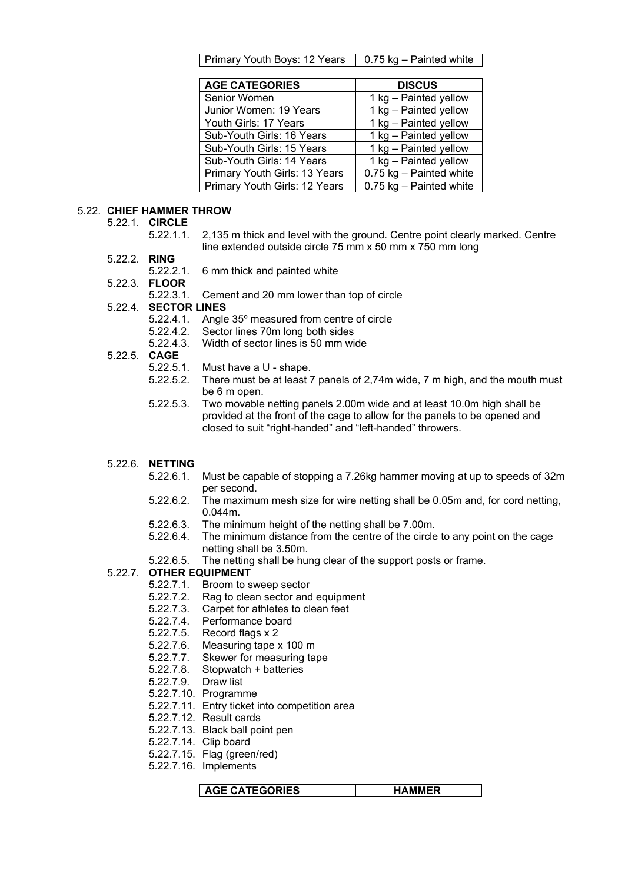| Primary Youth Boys: 12 Years | 0.75 kg – Painted white |
|---|---|

| AGE CATEGORIES | DISCUS |
|---|---|
| Senior Women | 1 kg – Painted yellow |
| Junior Women: 19 Years | 1 kg – Painted yellow |
| Youth Girls: 17 Years | 1 kg – Painted yellow |
| Sub-Youth Girls: 16 Years | 1 kg – Painted yellow |
| Sub-Youth Girls: 15 Years | 1 kg – Painted yellow |
| Sub-Youth Girls: 14 Years | 1 kg – Painted yellow |
| Primary Youth Girls: 13 Years | 0.75 kg – Painted white |
| Primary Youth Girls: 12 Years | 0.75 kg – Painted white |

## 5.22. CHIEF HAMMER THROW

### 5.22.1. CIRCLE

5.22.1.1. 2,135 m thick and level with the ground. Centre point clearly marked. Centre line extended outside circle 75 mm x 50 mm x 750 mm long

### 5.22.2. RING

5.22.2.1. 6 mm thick and painted white

### 5.22.3. FLOOR

5.22.3.1. Cement and 20 mm lower than top of circle

### 5.22.4. SECTOR LINES

5.22.4.1. Angle 35º measured from centre of circle

5.22.4.2. Sector lines 70m long both sides

5.22.4.3. Width of sector lines is 50 mm wide

### 5.22.5. CAGE

5.22.5.1. Must have a U - shape.

5.22.5.2. There must be at least 7 panels of 2,74m wide, 7 m high, and the mouth must be 6 m open.

5.22.5.3. Two movable netting panels 2.00m wide and at least 10.0m high shall be provided at the front of the cage to allow for the panels to be opened and closed to suit "right-handed" and "left-handed" throwers.

### 5.22.6. NETTING

5.22.6.1. Must be capable of stopping a 7.26kg hammer moving at up to speeds of 32m per second.

5.22.6.2. The maximum mesh size for wire netting shall be 0.05m and, for cord netting, 0.044m.

5.22.6.3. The minimum height of the netting shall be 7.00m.

5.22.6.4. The minimum distance from the centre of the circle to any point on the cage netting shall be 3.50m.

5.22.6.5. The netting shall be hung clear of the support posts or frame.

### 5.22.7. OTHER EQUIPMENT

5.22.7.1. Broom to sweep sector

5.22.7.2. Rag to clean sector and equipment

5.22.7.3. Carpet for athletes to clean feet

5.22.7.4. Performance board

5.22.7.5. Record flags x 2

5.22.7.6. Measuring tape x 100 m

5.22.7.7. Skewer for measuring tape

5.22.7.8. Stopwatch + batteries

5.22.7.9. Draw list

5.22.7.10. Programme

5.22.7.11. Entry ticket into competition area

5.22.7.12. Result cards

5.22.7.13. Black ball point pen

5.22.7.14. Clip board

5.22.7.15. Flag (green/red)

5.22.7.16. Implements

| AGE CATEGORIES | HAMMER |
|---|---|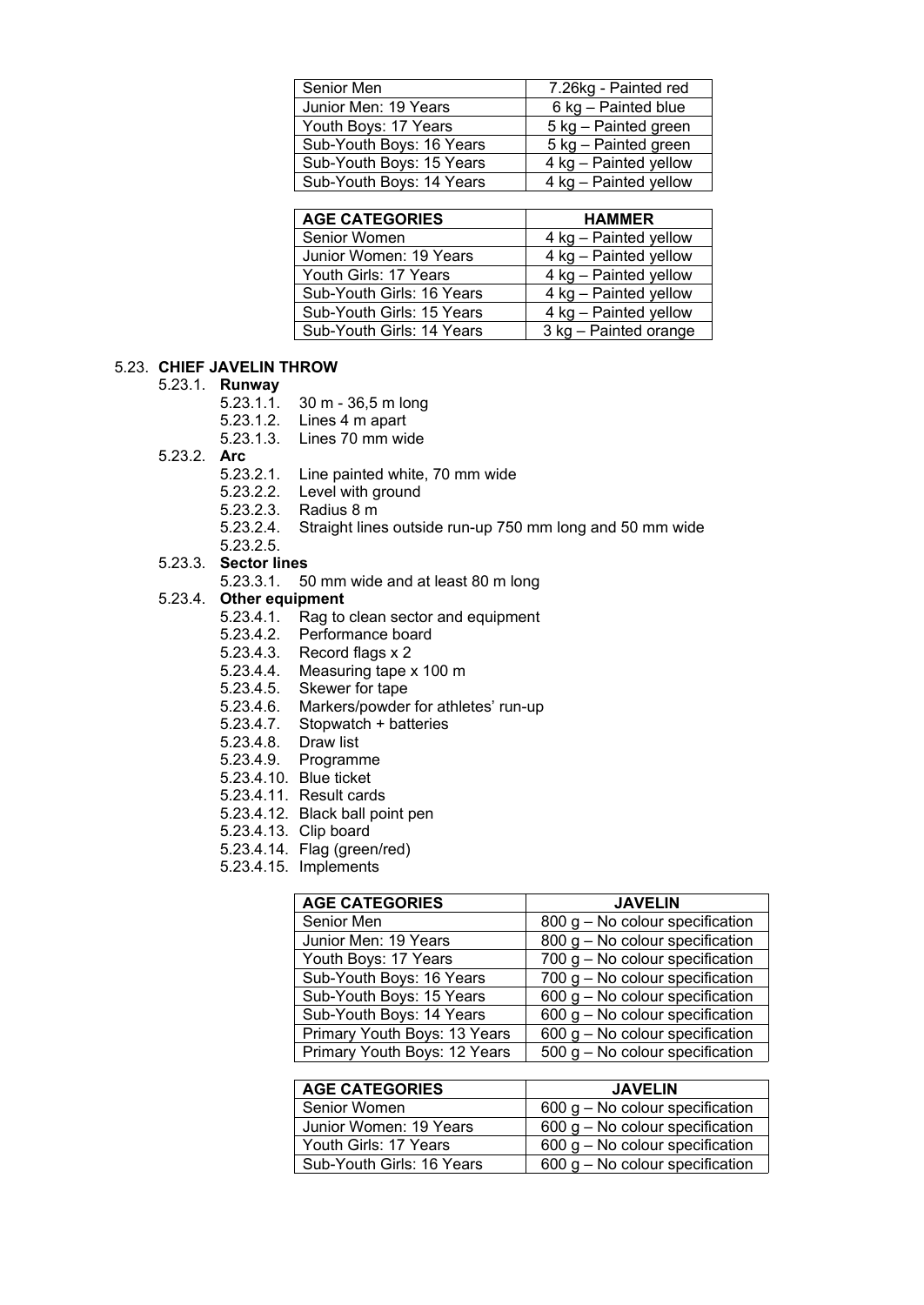| | |
|---|---|
| Senior Men | 7.26kg - Painted red |
| Junior Men: 19 Years | 6 kg – Painted blue |
| Youth Boys: 17 Years | 5 kg – Painted green |
| Sub-Youth Boys: 16 Years | 5 kg – Painted green |
| Sub-Youth Boys: 15 Years | 4 kg – Painted yellow |
| Sub-Youth Boys: 14 Years | 4 kg – Painted yellow |

| AGE CATEGORIES | HAMMER |
|---|---|
| Senior Women | 4 kg – Painted yellow |
| Junior Women: 19 Years | 4 kg – Painted yellow |
| Youth Girls: 17 Years | 4 kg – Painted yellow |
| Sub-Youth Girls: 16 Years | 4 kg – Painted yellow |
| Sub-Youth Girls: 15 Years | 4 kg – Painted yellow |
| Sub-Youth Girls: 14 Years | 3 kg – Painted orange |

5.23. **CHIEF JAVELIN THROW**

5.23.1. **Runway**

- 5.23.1.1. 30 m - 36,5 m long
- 5.23.1.2. Lines 4 m apart
- 5.23.1.3. Lines 70 mm wide

5.23.2. **Arc**

- 5.23.2.1. Line painted white, 70 mm wide
- 5.23.2.2. Level with ground
- 5.23.2.3. Radius 8 m
- 5.23.2.4. Straight lines outside run-up 750 mm long and 50 mm wide
- 5.23.2.5.

5.23.3. **Sector lines**

- 5.23.3.1. 50 mm wide and at least 80 m long

5.23.4. **Other equipment**

- 5.23.4.1. Rag to clean sector and equipment
- 5.23.4.2. Performance board
- 5.23.4.3. Record flags x 2
- 5.23.4.4. Measuring tape x 100 m
- 5.23.4.5. Skewer for tape
- 5.23.4.6. Markers/powder for athletes' run-up
- 5.23.4.7. Stopwatch + batteries
- 5.23.4.8. Draw list
- 5.23.4.9. Programme
- 5.23.4.10. Blue ticket
- 5.23.4.11. Result cards
- 5.23.4.12. Black ball point pen
- 5.23.4.13. Clip board
- 5.23.4.14. Flag (green/red)
- 5.23.4.15. Implements

| AGE CATEGORIES | JAVELIN |
|---|---|
| Senior Men | 800 g – No colour specification |
| Junior Men: 19 Years | 800 g – No colour specification |
| Youth Boys: 17 Years | 700 g – No colour specification |
| Sub-Youth Boys: 16 Years | 700 g – No colour specification |
| Sub-Youth Boys: 15 Years | 600 g – No colour specification |
| Sub-Youth Boys: 14 Years | 600 g – No colour specification |
| Primary Youth Boys: 13 Years | 600 g – No colour specification |
| Primary Youth Boys: 12 Years | 500 g – No colour specification |

| AGE CATEGORIES | JAVELIN |
|---|---|
| Senior Women | 600 g – No colour specification |
| Junior Women: 19 Years | 600 g – No colour specification |
| Youth Girls: 17 Years | 600 g – No colour specification |
| Sub-Youth Girls: 16 Years | 600 g – No colour specification |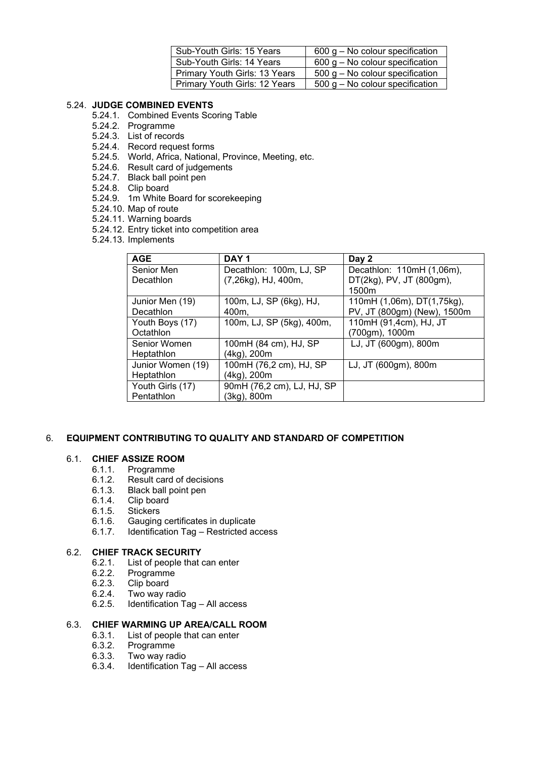| Sub-Youth Girls: 15 Years | 600 g – No colour specification |
|---|---|
| Sub-Youth Girls: 14 Years | 600 g – No colour specification |
| Primary Youth Girls: 13 Years | 500 g – No colour specification |
| Primary Youth Girls: 12 Years | 500 g – No colour specification |

5.24. **JUDGE COMBINED EVENTS**

- 5.24.1. Combined Events Scoring Table
- 5.24.2. Programme
- 5.24.3. List of records
- 5.24.4. Record request forms
- 5.24.5. World, Africa, National, Province, Meeting, etc.
- 5.24.6. Result card of judgements
- 5.24.7. Black ball point pen
- 5.24.8. Clip board
- 5.24.9. 1m White Board for scorekeeping
- 5.24.10. Map of route
- 5.24.11. Warning boards
- 5.24.12. Entry ticket into competition area
- 5.24.13. Implements

| AGE | DAY 1 | Day 2 |
|---|---|---|
| Senior Men Decathlon | Decathlon: 100m, LJ, SP (7,26kg), HJ, 400m, | Decathlon: 110mH (1,06m), DT(2kg), PV, JT (800gm), 1500m |
| Junior Men (19) Decathlon | 100m, LJ, SP (6kg), HJ, 400m, | 110mH (1,06m), DT(1,75kg), PV, JT (800gm) (New), 1500m |
| Youth Boys (17) Octathlon | 100m, LJ, SP (5kg), 400m, | 110mH (91,4cm), HJ, JT (700gm), 1000m |
| Senior Women Heptathlon | 100mH (84 cm), HJ, SP (4kg), 200m | LJ, JT (600gm), 800m |
| Junior Women (19) Heptathlon | 100mH (76,2 cm), HJ, SP (4kg), 200m | LJ, JT (600gm), 800m |
| Youth Girls (17) Pentathlon | 90mH (76,2 cm), LJ, HJ, SP (3kg), 800m | |

## 6. EQUIPMENT CONTRIBUTING TO QUALITY AND STANDARD OF COMPETITION

6.1. **CHIEF ASSIZE ROOM**

- 6.1.1. Programme
- 6.1.2. Result card of decisions
- 6.1.3. Black ball point pen
- 6.1.4. Clip board
- 6.1.5. Stickers
- 6.1.6. Gauging certificates in duplicate
- 6.1.7. Identification Tag – Restricted access

6.2. **CHIEF TRACK SECURITY**

- 6.2.1. List of people that can enter
- 6.2.2. Programme
- 6.2.3. Clip board
- 6.2.4. Two way radio
- 6.2.5. Identification Tag – All access

6.3. **CHIEF WARMING UP AREA/CALL ROOM**

- 6.3.1. List of people that can enter
- 6.3.2. Programme
- 6.3.3. Two way radio
- 6.3.4. Identification Tag – All access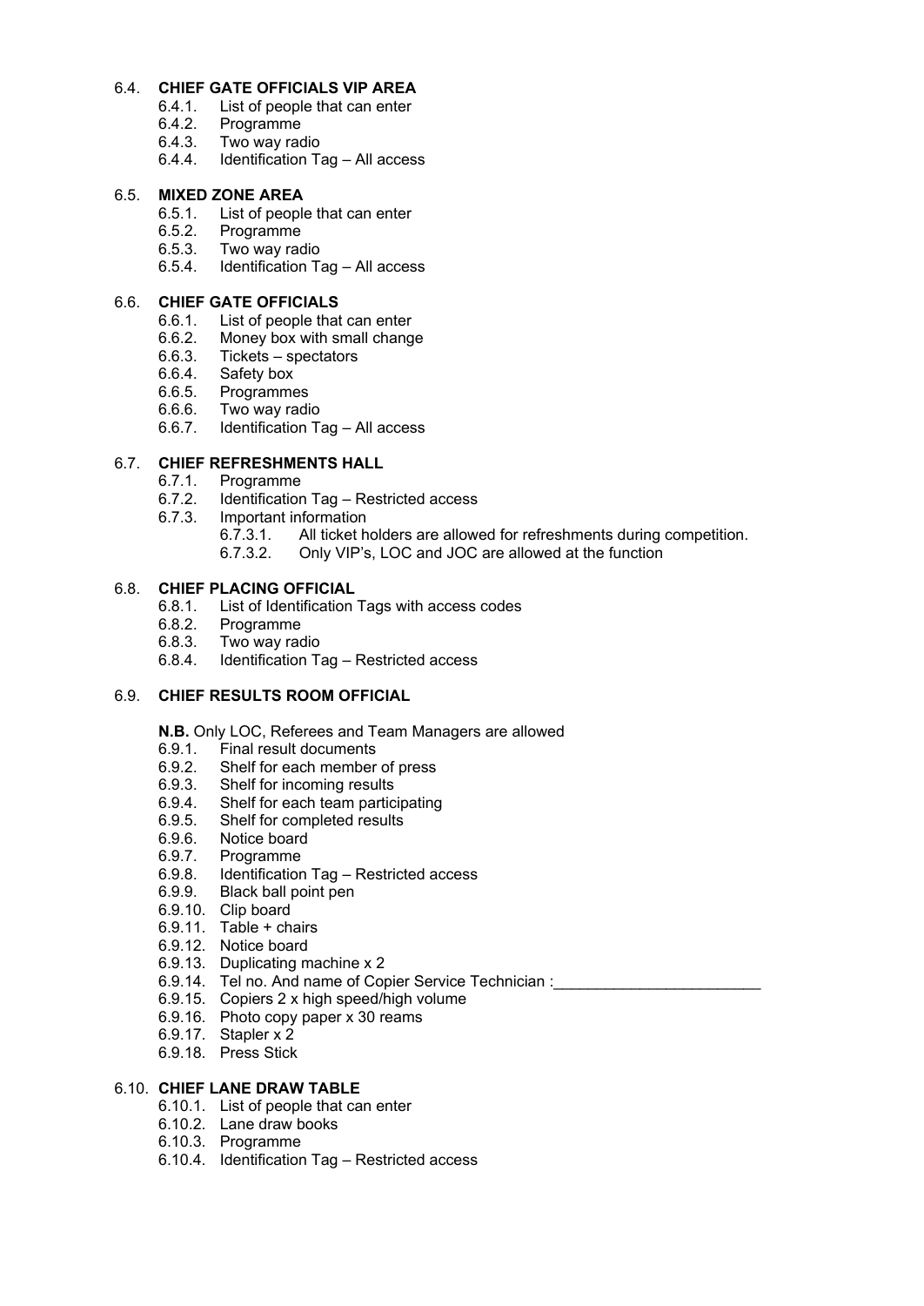### 6.4. CHIEF GATE OFFICIALS VIP AREA

- 6.4.1. List of people that can enter
- 6.4.2. Programme
- 6.4.3. Two way radio
- 6.4.4. Identification Tag – All access

### 6.5. MIXED ZONE AREA

- 6.5.1. List of people that can enter
- 6.5.2. Programme
- 6.5.3. Two way radio
- 6.5.4. Identification Tag – All access

### 6.6. CHIEF GATE OFFICIALS

- 6.6.1. List of people that can enter
- 6.6.2. Money box with small change
- 6.6.3. Tickets – spectators
- 6.6.4. Safety box
- 6.6.5. Programmes
- 6.6.6. Two way radio
- 6.6.7. Identification Tag – All access

### 6.7. CHIEF REFRESHMENTS HALL

- 6.7.1. Programme
- 6.7.2. Identification Tag – Restricted access
- 6.7.3. Important information
  - 6.7.3.1. All ticket holders are allowed for refreshments during competition.
  - 6.7.3.2. Only VIP's, LOC and JOC are allowed at the function

### 6.8. CHIEF PLACING OFFICIAL

- 6.8.1. List of Identification Tags with access codes
- 6.8.2. Programme
- 6.8.3. Two way radio
- 6.8.4. Identification Tag – Restricted access

### 6.9. CHIEF RESULTS ROOM OFFICIAL

**N.B.** Only LOC, Referees and Team Managers are allowed

- 6.9.1. Final result documents
- 6.9.2. Shelf for each member of press
- 6.9.3. Shelf for incoming results
- 6.9.4. Shelf for each team participating
- 6.9.5. Shelf for completed results
- 6.9.6. Notice board
- 6.9.7. Programme
- 6.9.8. Identification Tag – Restricted access
- 6.9.9. Black ball point pen
- 6.9.10. Clip board
- 6.9.11. Table + chairs
- 6.9.12. Notice board
- 6.9.13. Duplicating machine x 2
- 6.9.14. Tel no. And name of Copier Service Technician :________________________
- 6.9.15. Copiers 2 x high speed/high volume
- 6.9.16. Photo copy paper x 30 reams
- 6.9.17. Stapler x 2
- 6.9.18. Press Stick

### 6.10. CHIEF LANE DRAW TABLE

- 6.10.1. List of people that can enter
- 6.10.2. Lane draw books
- 6.10.3. Programme
- 6.10.4. Identification Tag – Restricted access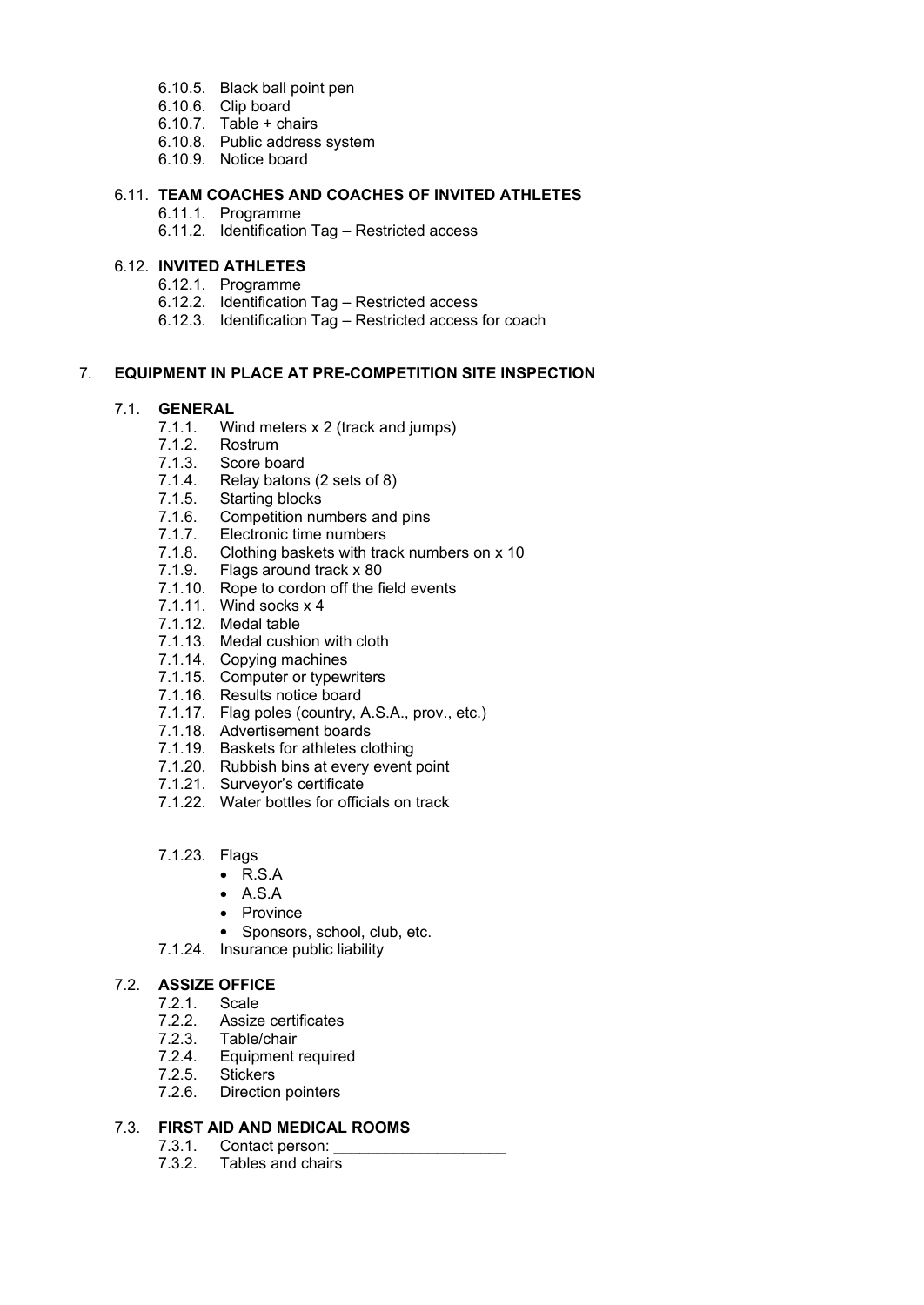- 6.10.5. Black ball point pen
- 6.10.6. Clip board
- 6.10.7. Table + chairs
- 6.10.8. Public address system
- 6.10.9. Notice board

### 6.11. TEAM COACHES AND COACHES OF INVITED ATHLETES

- 6.11.1. Programme
- 6.11.2. Identification Tag – Restricted access

### 6.12. INVITED ATHLETES

- 6.12.1. Programme
- 6.12.2. Identification Tag – Restricted access
- 6.12.3. Identification Tag – Restricted access for coach

## 7. EQUIPMENT IN PLACE AT PRE-COMPETITION SITE INSPECTION

### 7.1. GENERAL

- 7.1.1. Wind meters x 2 (track and jumps)
- 7.1.2. Rostrum
- 7.1.3. Score board
- 7.1.4. Relay batons (2 sets of 8)
- 7.1.5. Starting blocks
- 7.1.6. Competition numbers and pins
- 7.1.7. Electronic time numbers
- 7.1.8. Clothing baskets with track numbers on x 10
- 7.1.9. Flags around track x 80
- 7.1.10. Rope to cordon off the field events
- 7.1.11. Wind socks x 4
- 7.1.12. Medal table
- 7.1.13. Medal cushion with cloth
- 7.1.14. Copying machines
- 7.1.15. Computer or typewriters
- 7.1.16. Results notice board
- 7.1.17. Flag poles (country, A.S.A., prov., etc.)
- 7.1.18. Advertisement boards
- 7.1.19. Baskets for athletes clothing
- 7.1.20. Rubbish bins at every event point
- 7.1.21. Surveyor's certificate
- 7.1.22. Water bottles for officials on track
- 7.1.23. Flags
  - R.S.A
  - A.S.A
  - Province
  - Sponsors, school, club, etc.
- 7.1.24. Insurance public liability

### 7.2. ASSIZE OFFICE

- 7.2.1. Scale
- 7.2.2. Assize certificates
- 7.2.3. Table/chair
- 7.2.4. Equipment required
- 7.2.5. Stickers
- 7.2.6. Direction pointers

### 7.3. FIRST AID AND MEDICAL ROOMS

- 7.3.1. Contact person: ____________________
- 7.3.2. Tables and chairs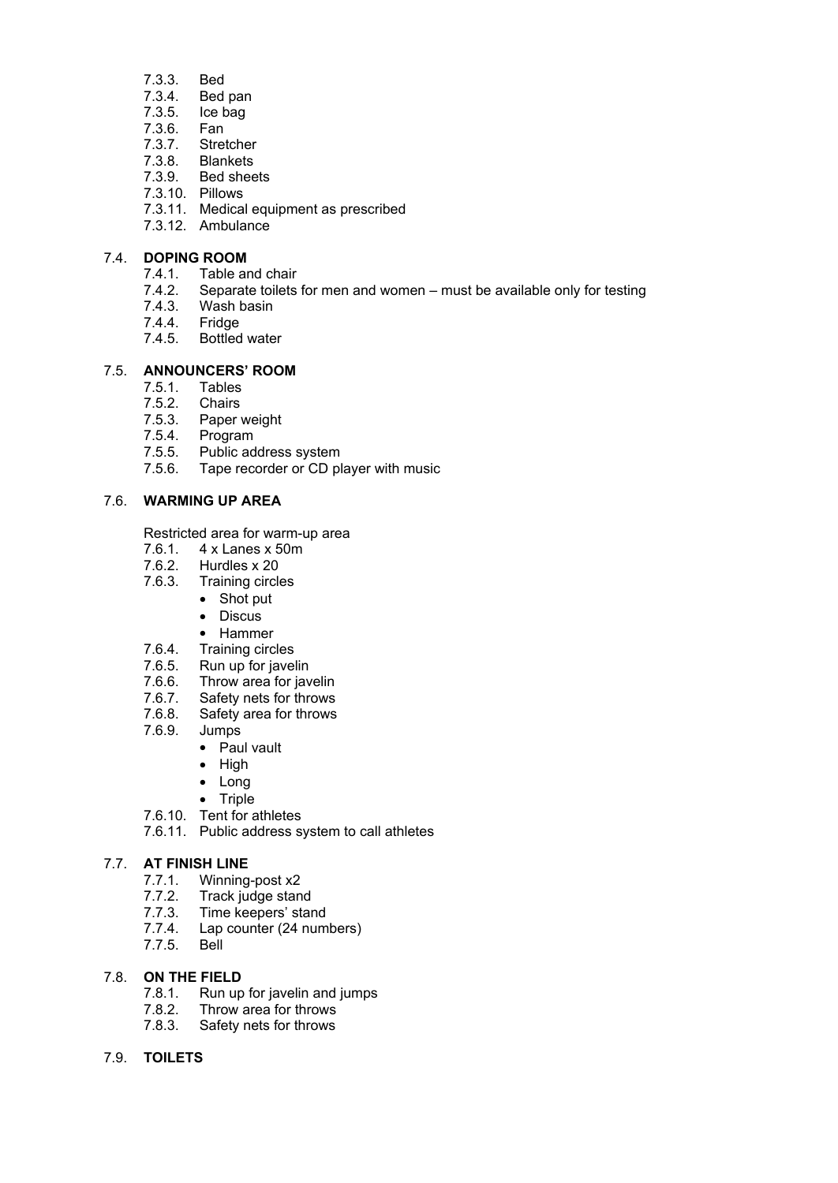- 7.3.3. Bed
- 7.3.4. Bed pan
- 7.3.5. Ice bag
- 7.3.6. Fan
- 7.3.7. Stretcher
- 7.3.8. Blankets
- 7.3.9. Bed sheets
- 7.3.10. Pillows
- 7.3.11. Medical equipment as prescribed
- 7.3.12. Ambulance

7.4. **DOPING ROOM**

- 7.4.1. Table and chair
- 7.4.2. Separate toilets for men and women – must be available only for testing
- 7.4.3. Wash basin
- 7.4.4. Fridge
- 7.4.5. Bottled water

7.5. **ANNOUNCERS' ROOM**

- 7.5.1. Tables
- 7.5.2. Chairs
- 7.5.3. Paper weight
- 7.5.4. Program
- 7.5.5. Public address system
- 7.5.6. Tape recorder or CD player with music

7.6. **WARMING UP AREA**

Restricted area for warm-up area

- 7.6.1. 4 x Lanes x 50m
- 7.6.2. Hurdles x 20
- 7.6.3. Training circles
  - Shot put
  - Discus
  - Hammer
- 7.6.4. Training circles
- 7.6.5. Run up for javelin
- 7.6.6. Throw area for javelin
- 7.6.7. Safety nets for throws
- 7.6.8. Safety area for throws
- 7.6.9. Jumps
  - Paul vault
  - High
  - Long
  - Triple
- 7.6.10. Tent for athletes
- 7.6.11. Public address system to call athletes

7.7. **AT FINISH LINE**

- 7.7.1. Winning-post x2
- 7.7.2. Track judge stand
- 7.7.3. Time keepers' stand
- 7.7.4. Lap counter (24 numbers)
- 7.7.5. Bell

7.8. **ON THE FIELD**

- 7.8.1. Run up for javelin and jumps
- 7.8.2. Throw area for throws
- 7.8.3. Safety nets for throws

7.9. **TOILETS**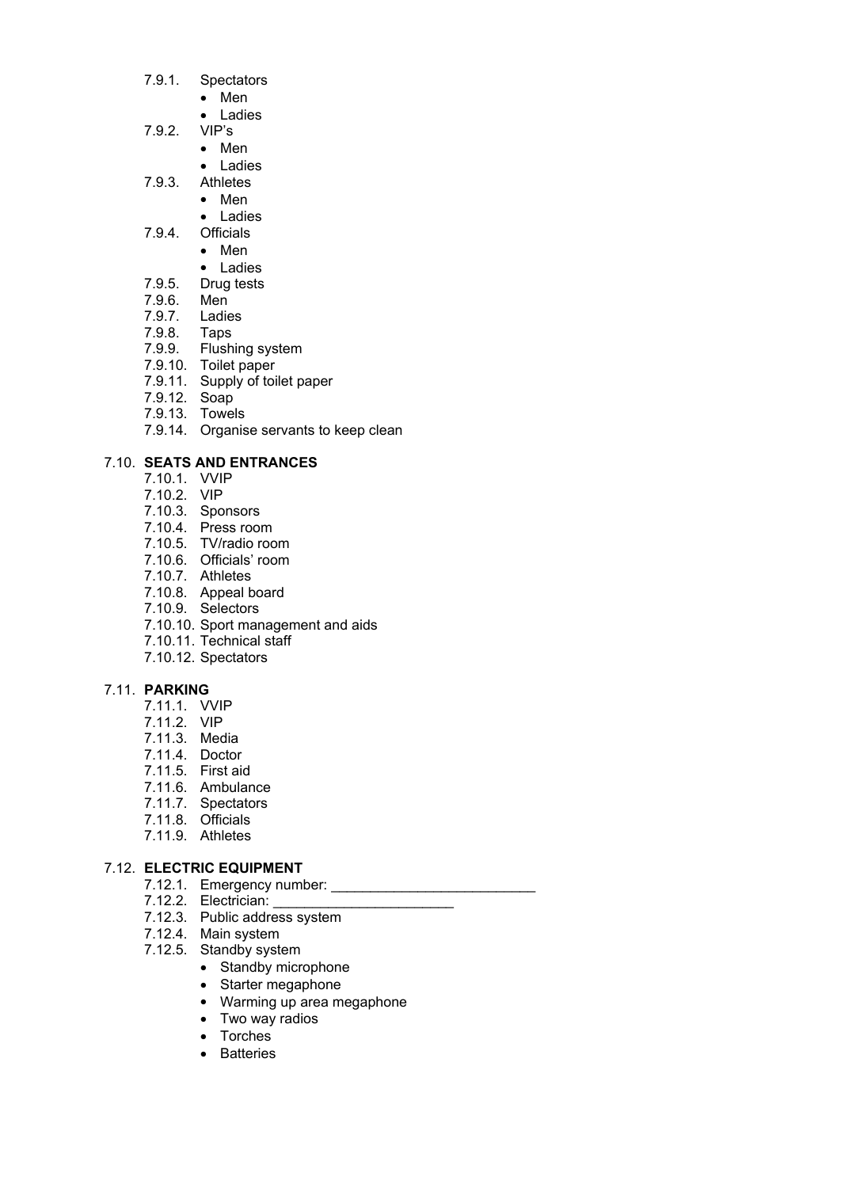- 7.9.1. Spectators
  - Men
  - Ladies
- 7.9.2. VIP's
  - Men
  - Ladies
- 7.9.3. Athletes
  - Men
  - Ladies
- 7.9.4. Officials
  - Men
  - Ladies
- 7.9.5. Drug tests
- 7.9.6. Men
- 7.9.7. Ladies
- 7.9.8. Taps
- 7.9.9. Flushing system
- 7.9.10. Toilet paper
- 7.9.11. Supply of toilet paper
- 7.9.12. Soap
- 7.9.13. Towels
- 7.9.14. Organise servants to keep clean

7.10. **SEATS AND ENTRANCES**

- 7.10.1. VVIP
- 7.10.2. VIP
- 7.10.3. Sponsors
- 7.10.4. Press room
- 7.10.5. TV/radio room
- 7.10.6. Officials' room
- 7.10.7. Athletes
- 7.10.8. Appeal board
- 7.10.9. Selectors
- 7.10.10. Sport management and aids
- 7.10.11. Technical staff
- 7.10.12. Spectators

7.11. **PARKING**

- 7.11.1. VVIP
- 7.11.2. VIP
- 7.11.3. Media
- 7.11.4. Doctor
- 7.11.5. First aid
- 7.11.6. Ambulance
- 7.11.7. Spectators
- 7.11.8. Officials
- 7.11.9. Athletes

7.12. **ELECTRIC EQUIPMENT**

- 7.12.1. Emergency number: _________________________
- 7.12.2. Electrician: _______________________
- 7.12.3. Public address system
- 7.12.4. Main system
- 7.12.5. Standby system
  - Standby microphone
  - Starter megaphone
  - Warming up area megaphone
  - Two way radios
  - Torches
  - Batteries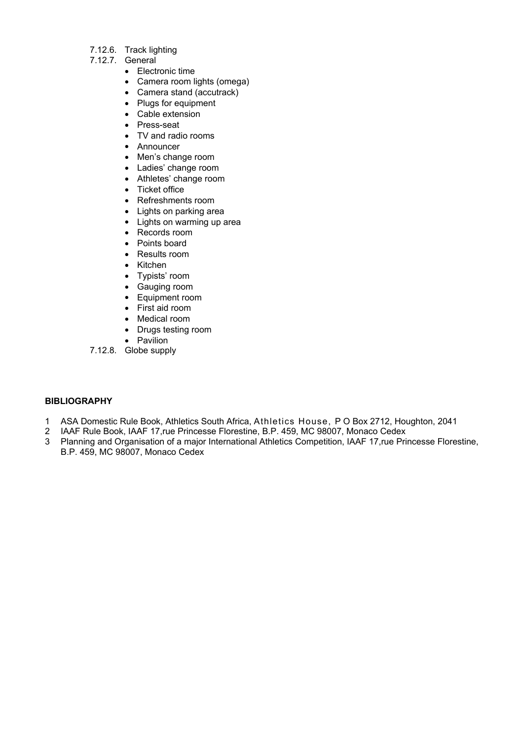7.12.6. Track lighting

7.12.7. General

- Electronic time
- Camera room lights (omega)
- Camera stand (accutrack)
- Plugs for equipment
- Cable extension
- Press-seat
- TV and radio rooms
- Announcer
- Men's change room
- Ladies' change room
- Athletes' change room
- Ticket office
- Refreshments room
- Lights on parking area
- Lights on warming up area
- Records room
- Points board
- Results room
- Kitchen
- Typists' room
- Gauging room
- Equipment room
- First aid room
- Medical room
- Drugs testing room
- Pavilion

7.12.8. Globe supply

**BIBLIOGRAPHY**

1. ASA Domestic Rule Book, Athletics South Africa, Athletics House, P O Box 2712, Houghton, 2041
2. IAAF Rule Book, IAAF 17,rue Princesse Florestine, B.P. 459, MC 98007, Monaco Cedex
3. Planning and Organisation of a major International Athletics Competition, IAAF 17,rue Princesse Florestine, B.P. 459, MC 98007, Monaco Cedex